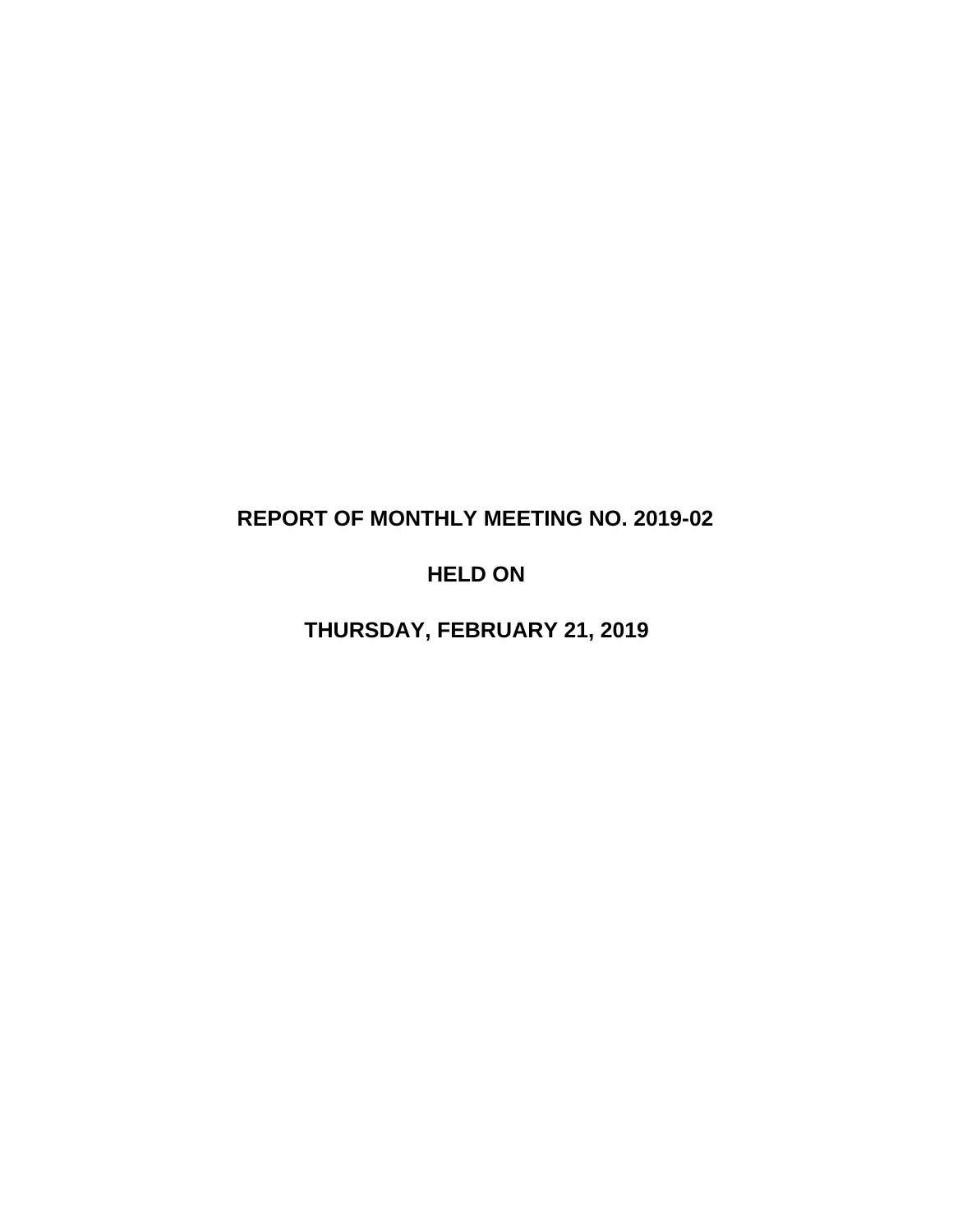# REPORT OF MONTHLY MEETING NO. 2019-02

## HELD ON

## THURSDAY, FEBRUARY 21, 2019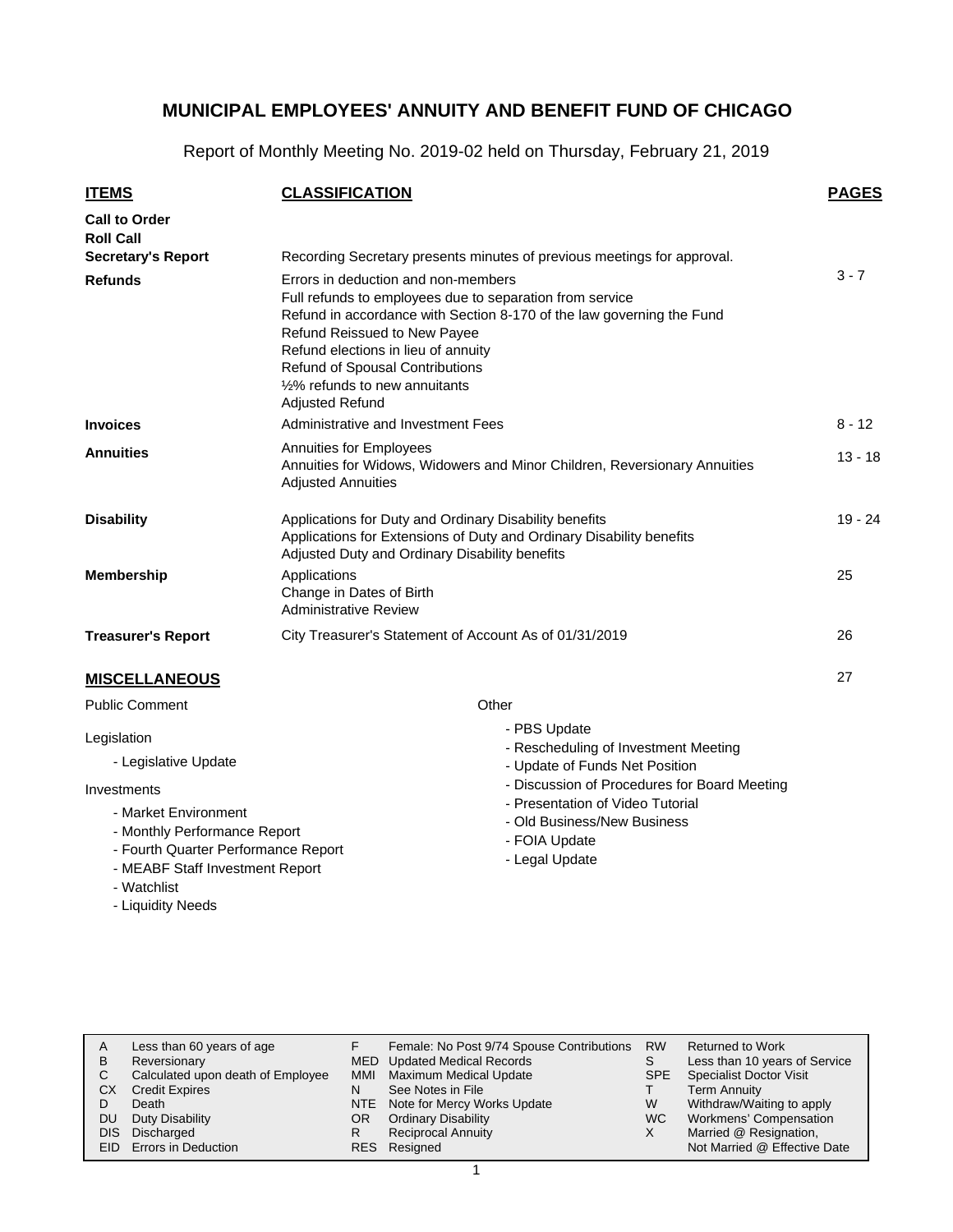# MUNICIPAL EMPLOYEES' ANNUITY AND BENEFIT FUND OF CHICAGO

Report of Monthly Meeting No. 2019-02 held on Thursday, February 21, 2019

| ITEMS | CLASSIFICATION | PAGES |
|---|---|---|
| **Call to Order** | | |
| **Roll Call** | | |
| **Secretary's Report** | Recording Secretary presents minutes of previous meetings for approval. | |
| **Refunds** | Errors in deduction and non-members<br>Full refunds to employees due to separation from service<br>Refund in accordance with Section 8-170 of the law governing the Fund<br>Refund Reissued to New Payee<br>Refund elections in lieu of annuity<br>Refund of Spousal Contributions<br>½% refunds to new annuitants<br>Adjusted Refund | 3 - 7 |
| **Invoices** | Administrative and Investment Fees | 8 - 12 |
| **Annuities** | Annuities for Employees<br>Annuities for Widows, Widowers and Minor Children, Reversionary Annuities<br>Adjusted Annuities | 13 - 18 |
| **Disability** | Applications for Duty and Ordinary Disability benefits<br>Applications for Extensions of Duty and Ordinary Disability benefits<br>Adjusted Duty and Ordinary Disability benefits | 19 - 24 |
| **Membership** | Applications<br>Change in Dates of Birth<br>Administrative Review | 25 |
| **Treasurer's Report** | City Treasurer's Statement of Account As of 01/31/2019 | 26 |

## MISCELLANEOUS

27

Public Comment

Legislation

- Legislative Update

Investments

- Market Environment
- Monthly Performance Report
- Fourth Quarter Performance Report
- MEABF Staff Investment Report
- Watchlist
- Liquidity Needs

Other

- PBS Update
- Rescheduling of Investment Meeting
- Update of Funds Net Position
- Discussion of Procedures for Board Meeting
- Presentation of Video Tutorial
- Old Business/New Business
- FOIA Update
- Legal Update

| | | | | | |
|---|---|---|---|---|---|
| A | Less than 60 years of age | F | Female: No Post 9/74 Spouse Contributions | RW | Returned to Work |
| B | Reversionary | MED | Updated Medical Records | S | Less than 10 years of Service |
| C | Calculated upon death of Employee | MMI | Maximum Medical Update | SPE | Specialist Doctor Visit |
| CX | Credit Expires | N | See Notes in File | T | Term Annuity |
| D | Death | NTE | Note for Mercy Works Update | W | Withdraw/Waiting to apply |
| DU | Duty Disability | OR | Ordinary Disability | WC | Workmens' Compensation |
| DIS | Discharged | R | Reciprocal Annuity | X | Married @ Resignation, |
| EID | Errors in Deduction | RES | Resigned | | Not Married @ Effective Date |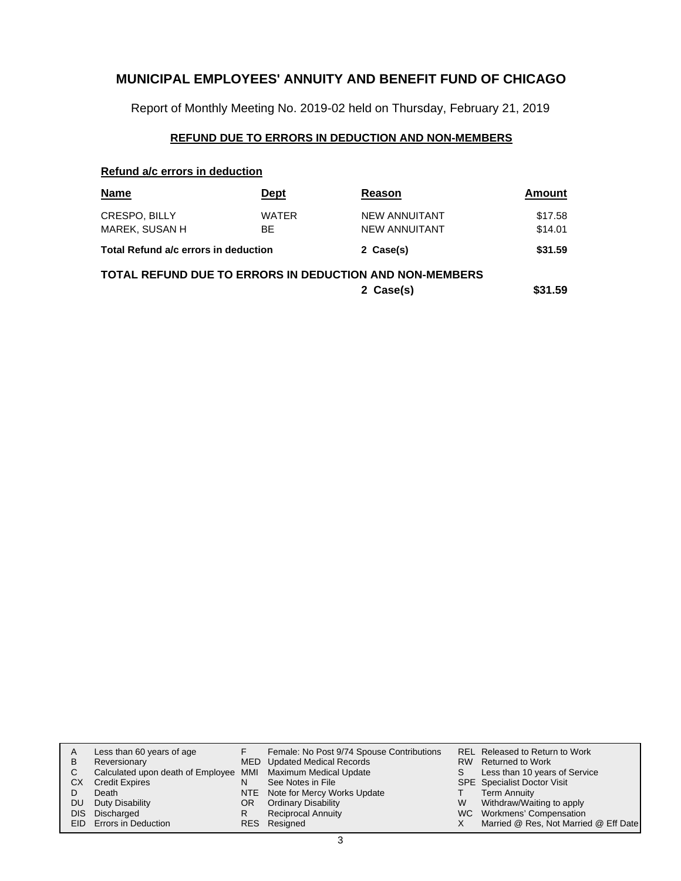# MUNICIPAL EMPLOYEES' ANNUITY AND BENEFIT FUND OF CHICAGO

Report of Monthly Meeting No. 2019-02 held on Thursday, February 21, 2019

## REFUND DUE TO ERRORS IN DEDUCTION AND NON-MEMBERS

### Refund a/c errors in deduction

| Name | Dept | Reason | Amount |
|---|---|---|---|
| CRESPO, BILLY | WATER | NEW ANNUITANT | $17.58 |
| MAREK, SUSAN H | BE | NEW ANNUITANT | $14.01 |
| **Total Refund a/c errors in deduction** | | **2 Case(s)** | **$31.59** |

**TOTAL REFUND DUE TO ERRORS IN DEDUCTION AND NON-MEMBERS** | **2 Case(s)** | **$31.59**

| | | | | | |
|---|---|---|---|---|---|
| A | Less than 60 years of age | F | Female: No Post 9/74 Spouse Contributions | REL | Released to Return to Work |
| B | Reversionary | MED | Updated Medical Records | RW | Returned to Work |
| C | Calculated upon death of Employee | MMI | Maximum Medical Update | S | Less than 10 years of Service |
| CX | Credit Expires | N | See Notes in File | SPE | Specialist Doctor Visit |
| D | Death | NTE | Note for Mercy Works Update | T | Term Annuity |
| DU | Duty Disability | OR | Ordinary Disability | W | Withdraw/Waiting to apply |
| DIS | Discharged | R | Reciprocal Annuity | WC | Workmens' Compensation |
| EID | Errors in Deduction | RES | Resigned | X | Married @ Res, Not Married @ Eff Date |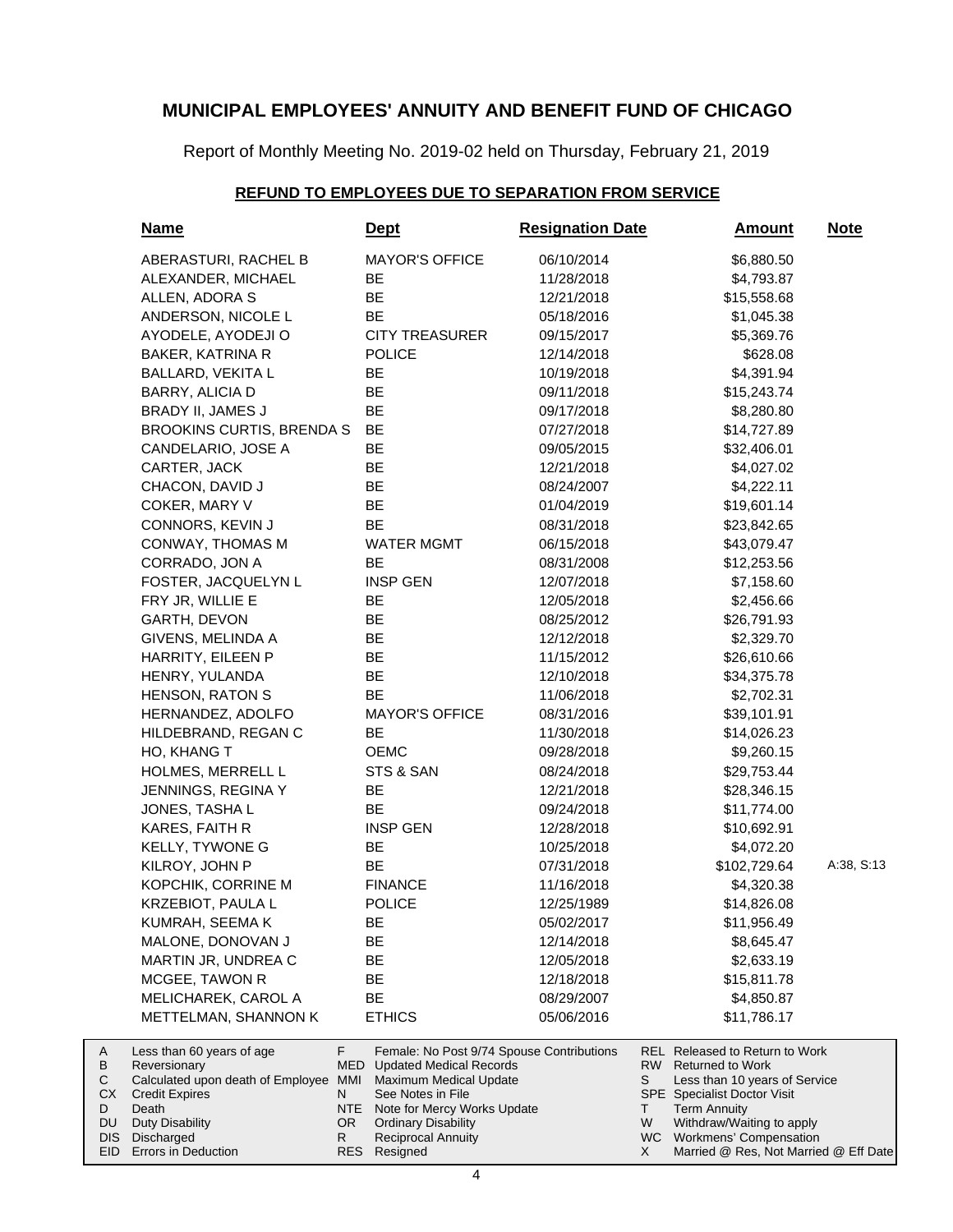# MUNICIPAL EMPLOYEES' ANNUITY AND BENEFIT FUND OF CHICAGO

Report of Monthly Meeting No. 2019-02 held on Thursday, February 21, 2019

## REFUND TO EMPLOYEES DUE TO SEPARATION FROM SERVICE

| Name | Dept | Resignation Date | Amount | Note |
|---|---|---|---|---|
| ABERASTURI, RACHEL B | MAYOR'S OFFICE | 06/10/2014 | $6,880.50 | |
| ALEXANDER, MICHAEL | BE | 11/28/2018 | $4,793.87 | |
| ALLEN, ADORA S | BE | 12/21/2018 | $15,558.68 | |
| ANDERSON, NICOLE L | BE | 05/18/2016 | $1,045.38 | |
| AYODELE, AYODEJI O | CITY TREASURER | 09/15/2017 | $5,369.76 | |
| BAKER, KATRINA R | POLICE | 12/14/2018 | $628.08 | |
| BALLARD, VEKITA L | BE | 10/19/2018 | $4,391.94 | |
| BARRY, ALICIA D | BE | 09/11/2018 | $15,243.74 | |
| BRADY II, JAMES J | BE | 09/17/2018 | $8,280.80 | |
| BROOKINS CURTIS, BRENDA S | BE | 07/27/2018 | $14,727.89 | |
| CANDELARIO, JOSE A | BE | 09/05/2015 | $32,406.01 | |
| CARTER, JACK | BE | 12/21/2018 | $4,027.02 | |
| CHACON, DAVID J | BE | 08/24/2007 | $4,222.11 | |
| COKER, MARY V | BE | 01/04/2019 | $19,601.14 | |
| CONNORS, KEVIN J | BE | 08/31/2018 | $23,842.65 | |
| CONWAY, THOMAS M | WATER MGMT | 06/15/2018 | $43,079.47 | |
| CORRADO, JON A | BE | 08/31/2008 | $12,253.56 | |
| FOSTER, JACQUELYN L | INSP GEN | 12/07/2018 | $7,158.60 | |
| FRY JR, WILLIE E | BE | 12/05/2018 | $2,456.66 | |
| GARTH, DEVON | BE | 08/25/2012 | $26,791.93 | |
| GIVENS, MELINDA A | BE | 12/12/2018 | $2,329.70 | |
| HARRITY, EILEEN P | BE | 11/15/2012 | $26,610.66 | |
| HENRY, YULANDA | BE | 12/10/2018 | $34,375.78 | |
| HENSON, RATON S | BE | 11/06/2018 | $2,702.31 | |
| HERNANDEZ, ADOLFO | MAYOR'S OFFICE | 08/31/2016 | $39,101.91 | |
| HILDEBRAND, REGAN C | BE | 11/30/2018 | $14,026.23 | |
| HO, KHANG T | OEMC | 09/28/2018 | $9,260.15 | |
| HOLMES, MERRELL L | STS & SAN | 08/24/2018 | $29,753.44 | |
| JENNINGS, REGINA Y | BE | 12/21/2018 | $28,346.15 | |
| JONES, TASHA L | BE | 09/24/2018 | $11,774.00 | |
| KARES, FAITH R | INSP GEN | 12/28/2018 | $10,692.91 | |
| KELLY, TYWONE G | BE | 10/25/2018 | $4,072.20 | |
| KILROY, JOHN P | BE | 07/31/2018 | $102,729.64 | A:38, S:13 |
| KOPCHIK, CORRINE M | FINANCE | 11/16/2018 | $4,320.38 | |
| KRZEBIOT, PAULA L | POLICE | 12/25/1989 | $14,826.08 | |
| KUMRAH, SEEMA K | BE | 05/02/2017 | $11,956.49 | |
| MALONE, DONOVAN J | BE | 12/14/2018 | $8,645.47 | |
| MARTIN JR, UNDREA C | BE | 12/05/2018 | $2,633.19 | |
| MCGEE, TAWON R | BE | 12/18/2018 | $15,811.78 | |
| MELICHAREK, CAROL A | BE | 08/29/2007 | $4,850.87 | |
| METTELMAN, SHANNON K | ETHICS | 05/06/2016 | $11,786.17 | |

| | | | | | |
|---|---|---|---|---|---|
| A | Less than 60 years of age | F | Female: No Post 9/74 Spouse Contributions | REL | Released to Return to Work |
| B | Reversionary | MED | Updated Medical Records | RW | Returned to Work |
| C | Calculated upon death of Employee | MMI | Maximum Medical Update | S | Less than 10 years of Service |
| CX | Credit Expires | N | See Notes in File | SPE | Specialist Doctor Visit |
| D | Death | NTE | Note for Mercy Works Update | T | Term Annuity |
| DU | Duty Disability | OR | Ordinary Disability | W | Withdraw/Waiting to apply |
| DIS | Discharged | R | Reciprocal Annuity | WC | Workmens' Compensation |
| EID | Errors in Deduction | RES | Resigned | X | Married @ Res, Not Married @ Eff Date |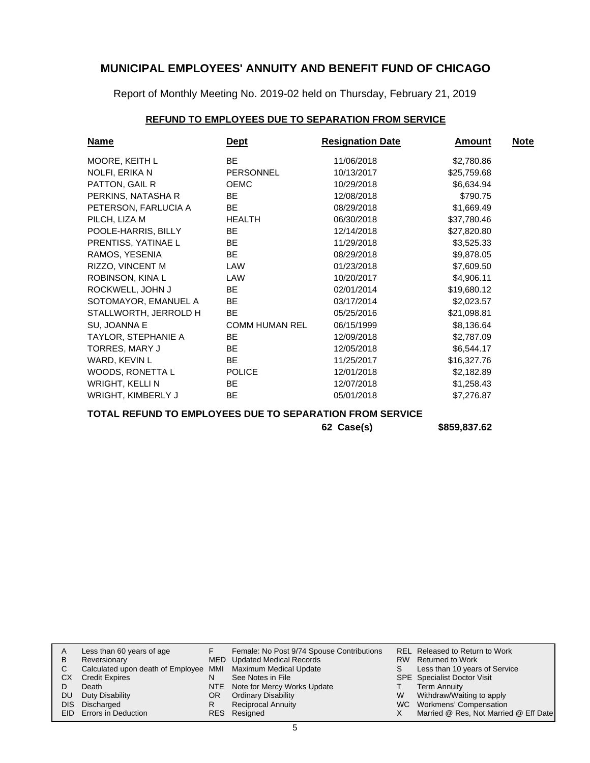# MUNICIPAL EMPLOYEES' ANNUITY AND BENEFIT FUND OF CHICAGO

Report of Monthly Meeting No. 2019-02 held on Thursday, February 21, 2019

## REFUND TO EMPLOYEES DUE TO SEPARATION FROM SERVICE

| Name | Dept | Resignation Date | Amount | Note |
|---|---|---|---|---|
| MOORE, KEITH L | BE | 11/06/2018 | $2,780.86 | |
| NOLFI, ERIKA N | PERSONNEL | 10/13/2017 | $25,759.68 | |
| PATTON, GAIL R | OEMC | 10/29/2018 | $6,634.94 | |
| PERKINS, NATASHA R | BE | 12/08/2018 | $790.75 | |
| PETERSON, FARLUCIA A | BE | 08/29/2018 | $1,669.49 | |
| PILCH, LIZA M | HEALTH | 06/30/2018 | $37,780.46 | |
| POOLE-HARRIS, BILLY | BE | 12/14/2018 | $27,820.80 | |
| PRENTISS, YATINAE L | BE | 11/29/2018 | $3,525.33 | |
| RAMOS, YESENIA | BE | 08/29/2018 | $9,878.05 | |
| RIZZO, VINCENT M | LAW | 01/23/2018 | $7,609.50 | |
| ROBINSON, KINA L | LAW | 10/20/2017 | $4,906.11 | |
| ROCKWELL, JOHN J | BE | 02/01/2014 | $19,680.12 | |
| SOTOMAYOR, EMANUEL A | BE | 03/17/2014 | $2,023.57 | |
| STALLWORTH, JERROLD H | BE | 05/25/2016 | $21,098.81 | |
| SU, JOANNA E | COMM HUMAN REL | 06/15/1999 | $8,136.64 | |
| TAYLOR, STEPHANIE A | BE | 12/09/2018 | $2,787.09 | |
| TORRES, MARY J | BE | 12/05/2018 | $6,544.17 | |
| WARD, KEVIN L | BE | 11/25/2017 | $16,327.76 | |
| WOODS, RONETTA L | POLICE | 12/01/2018 | $2,182.89 | |
| WRIGHT, KELLI N | BE | 12/07/2018 | $1,258.43 | |
| WRIGHT, KIMBERLY J | BE | 05/01/2018 | $7,276.87 | |

**TOTAL REFUND TO EMPLOYEES DUE TO SEPARATION FROM SERVICE**

**62 Case(s) $859,837.62**

| | | | | | |
|---|---|---|---|---|---|
| A | Less than 60 years of age | F | Female: No Post 9/74 Spouse Contributions | REL | Released to Return to Work |
| B | Reversionary | MED | Updated Medical Records | RW | Returned to Work |
| C | Calculated upon death of Employee | MMI | Maximum Medical Update | S | Less than 10 years of Service |
| CX | Credit Expires | N | See Notes in File | SPE | Specialist Doctor Visit |
| D | Death | NTE | Note for Mercy Works Update | T | Term Annuity |
| DU | Duty Disability | OR | Ordinary Disability | W | Withdraw/Waiting to apply |
| DIS | Discharged | R | Reciprocal Annuity | WC | Workmens' Compensation |
| EID | Errors in Deduction | RES | Resigned | X | Married @ Res, Not Married @ Eff Date |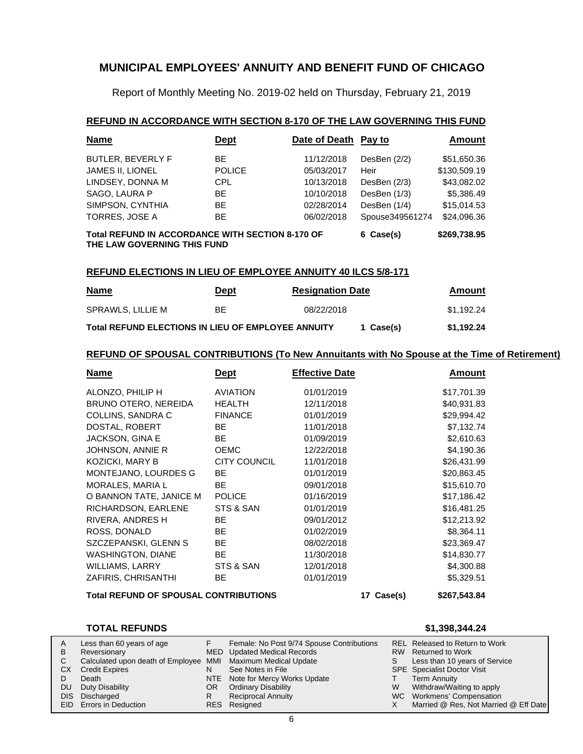# MUNICIPAL EMPLOYEES' ANNUITY AND BENEFIT FUND OF CHICAGO

Report of Monthly Meeting No. 2019-02 held on Thursday, February 21, 2019

## REFUND IN ACCORDANCE WITH SECTION 8-170 OF THE LAW GOVERNING THIS FUND

| Name | Dept | Date of Death | Pay to | Amount |
|---|---|---|---|---|
| BUTLER, BEVERLY F | BE | 11/12/2018 | DesBen (2/2) | $51,650.36 |
| JAMES II, LIONEL | POLICE | 05/03/2017 | Heir | $130,509.19 |
| LINDSEY, DONNA M | CPL | 10/13/2018 | DesBen (2/3) | $43,082.02 |
| SAGO, LAURA P | BE | 10/10/2018 | DesBen (1/3) | $5,386.49 |
| SIMPSON, CYNTHIA | BE | 02/28/2014 | DesBen (1/4) | $15,014.53 |
| TORRES, JOSE A | BE | 06/02/2018 | Spouse349561274 | $24,096.36 |
| **Total REFUND IN ACCORDANCE WITH SECTION 8-170 OF THE LAW GOVERNING THIS FUND** | | | **6 Case(s)** | **$269,738.95** |

## REFUND ELECTIONS IN LIEU OF EMPLOYEE ANNUITY 40 ILCS 5/8-171

| Name | Dept | Resignation Date | | Amount |
|---|---|---|---|---|
| SPRAWLS, LILLIE M | BE | 08/22/2018 | | $1,192.24 |
| **Total REFUND ELECTIONS IN LIEU OF EMPLOYEE ANNUITY** | | | **1 Case(s)** | **$1,192.24** |

## REFUND OF SPOUSAL CONTRIBUTIONS (To New Annuitants with No Spouse at the Time of Retirement)

| Name | Dept | Effective Date | | Amount |
|---|---|---|---|---|
| ALONZO, PHILIP H | AVIATION | 01/01/2019 | | $17,701.39 |
| BRUNO OTERO, NEREIDA | HEALTH | 12/11/2018 | | $40,931.83 |
| COLLINS, SANDRA C | FINANCE | 01/01/2019 | | $29,994.42 |
| DOSTAL, ROBERT | BE | 11/01/2018 | | $7,132.74 |
| JACKSON, GINA E | BE | 01/09/2019 | | $2,610.63 |
| JOHNSON, ANNIE R | OEMC | 12/22/2018 | | $4,190.36 |
| KOZICKI, MARY B | CITY COUNCIL | 11/01/2018 | | $26,431.99 |
| MONTEJANO, LOURDES G | BE | 01/01/2019 | | $20,863.45 |
| MORALES, MARIA L | BE | 09/01/2018 | | $15,610.70 |
| O BANNON TATE, JANICE M | POLICE | 01/16/2019 | | $17,186.42 |
| RICHARDSON, EARLENE | STS & SAN | 01/01/2019 | | $16,481.25 |
| RIVERA, ANDRES H | BE | 09/01/2012 | | $12,213.92 |
| ROSS, DONALD | BE | 01/02/2019 | | $8,364.11 |
| SZCZEPANSKI, GLENN S | BE | 08/02/2018 | | $23,369.47 |
| WASHINGTON, DIANE | BE | 11/30/2018 | | $14,830.77 |
| WILLIAMS, LARRY | STS & SAN | 12/01/2018 | | $4,300.88 |
| ZAFIRIS, CHRISANTHI | BE | 01/01/2019 | | $5,329.51 |
| **Total REFUND OF SPOUSAL CONTRIBUTIONS** | | | **17 Case(s)** | **$267,543.84** |

**TOTAL REFUNDS** **$1,398,344.24**

| | | | | | |
|---|---|---|---|---|---|
| A | Less than 60 years of age | F | Female: No Post 9/74 Spouse Contributions | REL | Released to Return to Work |
| B | Reversionary | MED | Updated Medical Records | RW | Returned to Work |
| C | Calculated upon death of Employee | MMI | Maximum Medical Update | S | Less than 10 years of Service |
| CX | Credit Expires | N | See Notes in File | SPE | Specialist Doctor Visit |
| D | Death | NTE | Note for Mercy Works Update | T | Term Annuity |
| DU | Duty Disability | OR | Ordinary Disability | W | Withdraw/Waiting to apply |
| DIS | Discharged | R | Reciprocal Annuity | WC | Workmens' Compensation |
| EID | Errors in Deduction | RES | Resigned | X | Married @ Res, Not Married @ Eff Date |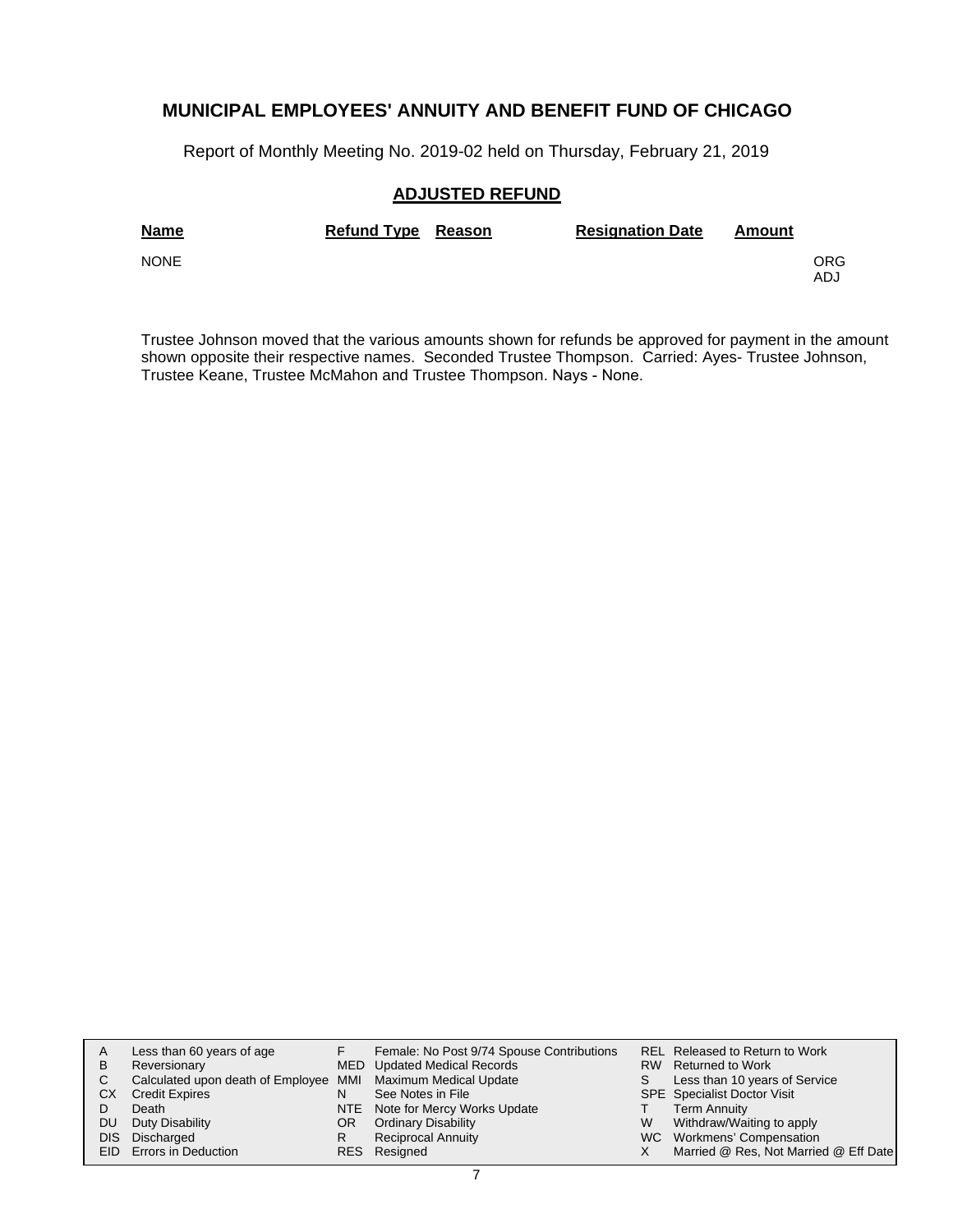## MUNICIPAL EMPLOYEES' ANNUITY AND BENEFIT FUND OF CHICAGO

Report of Monthly Meeting No. 2019-02 held on Thursday, February 21, 2019

### ADJUSTED REFUND

| Name | Refund Type | Reason | Resignation Date | Amount | |
|---|---|---|---|---|---|
| NONE | | | | | ORG ADJ |

Trustee Johnson moved that the various amounts shown for refunds be approved for payment in the amount shown opposite their respective names. Seconded Trustee Thompson. Carried: Ayes- Trustee Johnson, Trustee Keane, Trustee McMahon and Trustee Thompson. Nays - None.

| | | | | | |
|---|---|---|---|---|---|
| A | Less than 60 years of age | F | Female: No Post 9/74 Spouse Contributions | REL | Released to Return to Work |
| B | Reversionary | MED | Updated Medical Records | RW | Returned to Work |
| C | Calculated upon death of Employee | MMI | Maximum Medical Update | S | Less than 10 years of Service |
| CX | Credit Expires | N | See Notes in File | SPE | Specialist Doctor Visit |
| D | Death | NTE | Note for Mercy Works Update | T | Term Annuity |
| DU | Duty Disability | OR | Ordinary Disability | W | Withdraw/Waiting to apply |
| DIS | Discharged | R | Reciprocal Annuity | WC | Workmens' Compensation |
| EID | Errors in Deduction | RES | Resigned | X | Married @ Res, Not Married @ Eff Date |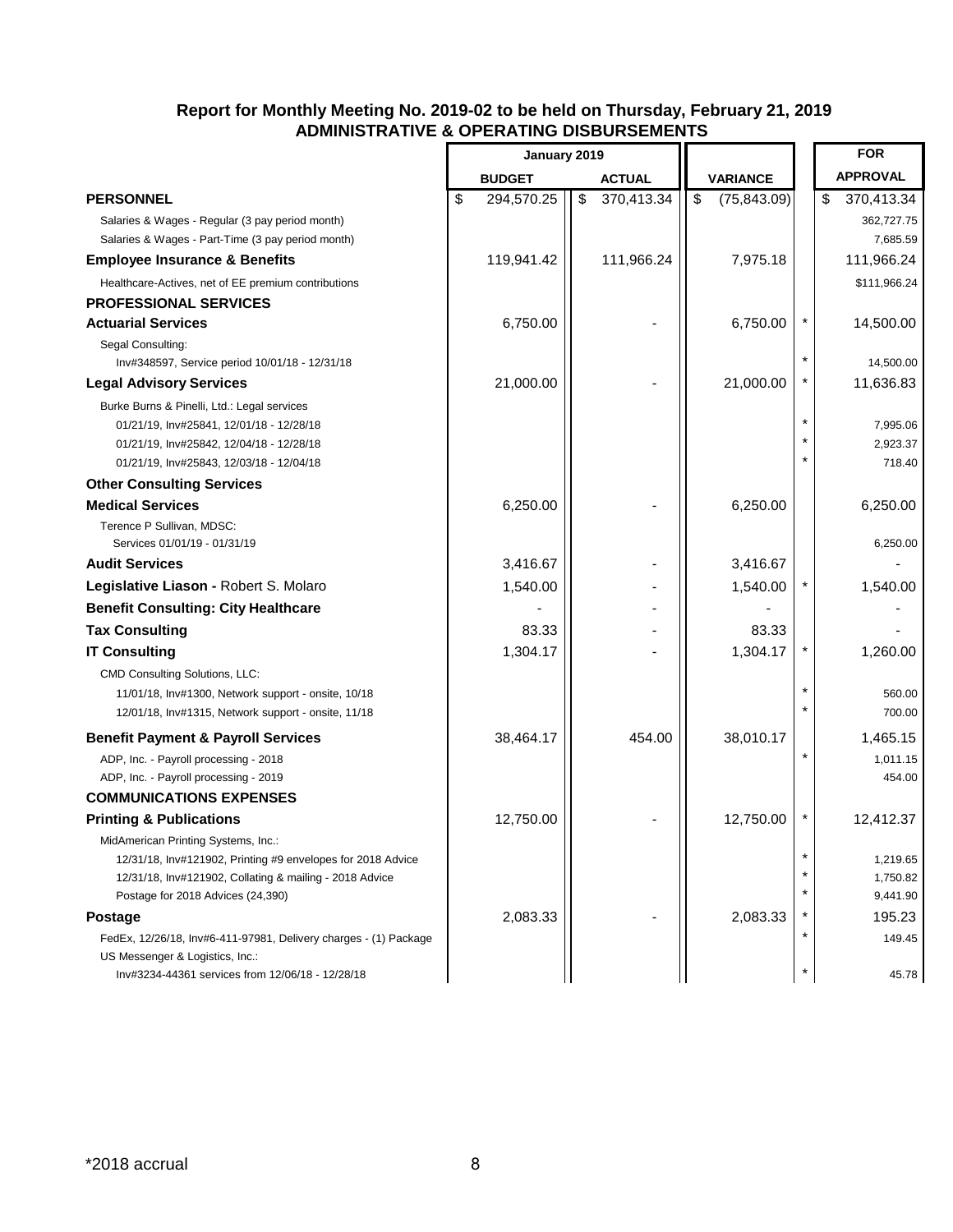## Report for Monthly Meeting No. 2019-02 to be held on Thursday, February 21, 2019
## ADMINISTRATIVE & OPERATING DISBURSEMENTS

| | January 2019 | | | | FOR |
|---|---|---|---|---|---|
| | BUDGET | ACTUAL | VARIANCE | | APPROVAL |
| **PERSONNEL** | $ 294,570.25 | $ 370,413.34 | $ (75,843.09) | | $ 370,413.34 |
| Salaries & Wages - Regular (3 pay period month) | | | | | 362,727.75 |
| Salaries & Wages - Part-Time (3 pay period month) | | | | | 7,685.59 |
| **Employee Insurance & Benefits** | 119,941.42 | 111,966.24 | 7,975.18 | | 111,966.24 |
| Healthcare-Actives, net of EE premium contributions | | | | | $111,966.24 |
| **PROFESSIONAL SERVICES** | | | | | |
| **Actuarial Services** | 6,750.00 | - | 6,750.00 | * | 14,500.00 |
| Segal Consulting: | | | | | |
| Inv#348597, Service period 10/01/18 - 12/31/18 | | | | * | 14,500.00 |
| **Legal Advisory Services** | 21,000.00 | - | 21,000.00 | * | 11,636.83 |
| Burke Burns & Pinelli, Ltd.: Legal services | | | | | |
| 01/21/19, Inv#25841, 12/01/18 - 12/28/18 | | | | * | 7,995.06 |
| 01/21/19, Inv#25842, 12/04/18 - 12/28/18 | | | | * | 2,923.37 |
| 01/21/19, Inv#25843, 12/03/18 - 12/04/18 | | | | * | 718.40 |
| **Other Consulting Services** | | | | | |
| **Medical Services** | 6,250.00 | - | 6,250.00 | | 6,250.00 |
| Terence P Sullivan, MDSC: | | | | | |
| Services 01/01/19 - 01/31/19 | | | | | 6,250.00 |
| **Audit Services** | 3,416.67 | - | 3,416.67 | | - |
| **Legislative Liason -** Robert S. Molaro | 1,540.00 | - | 1,540.00 | * | 1,540.00 |
| **Benefit Consulting: City Healthcare** | - | - | - | | - |
| **Tax Consulting** | 83.33 | - | 83.33 | | - |
| **IT Consulting** | 1,304.17 | - | 1,304.17 | * | 1,260.00 |
| CMD Consulting Solutions, LLC: | | | | | |
| 11/01/18, Inv#1300, Network support - onsite, 10/18 | | | | * | 560.00 |
| 12/01/18, Inv#1315, Network support - onsite, 11/18 | | | | * | 700.00 |
| **Benefit Payment & Payroll Services** | 38,464.17 | 454.00 | 38,010.17 | | 1,465.15 |
| ADP, Inc. - Payroll processing - 2018 | | | | * | 1,011.15 |
| ADP, Inc. - Payroll processing - 2019 | | | | | 454.00 |
| **COMMUNICATIONS EXPENSES** | | | | | |
| **Printing & Publications** | 12,750.00 | - | 12,750.00 | * | 12,412.37 |
| MidAmerican Printing Systems, Inc.: | | | | | |
| 12/31/18, Inv#121902, Printing #9 envelopes for 2018 Advice | | | | * | 1,219.65 |
| 12/31/18, Inv#121902, Collating & mailing - 2018 Advice | | | | * | 1,750.82 |
| Postage for 2018 Advices (24,390) | | | | * | 9,441.90 |
| **Postage** | 2,083.33 | - | 2,083.33 | * | 195.23 |
| FedEx, 12/26/18, Inv#6-411-97981, Delivery charges - (1) Package | | | | * | 149.45 |
| US Messenger & Logistics, Inc.: | | | | | |
| Inv#3234-44361 services from 12/06/18 - 12/28/18 | | | | * | 45.78 |

*2018 accrual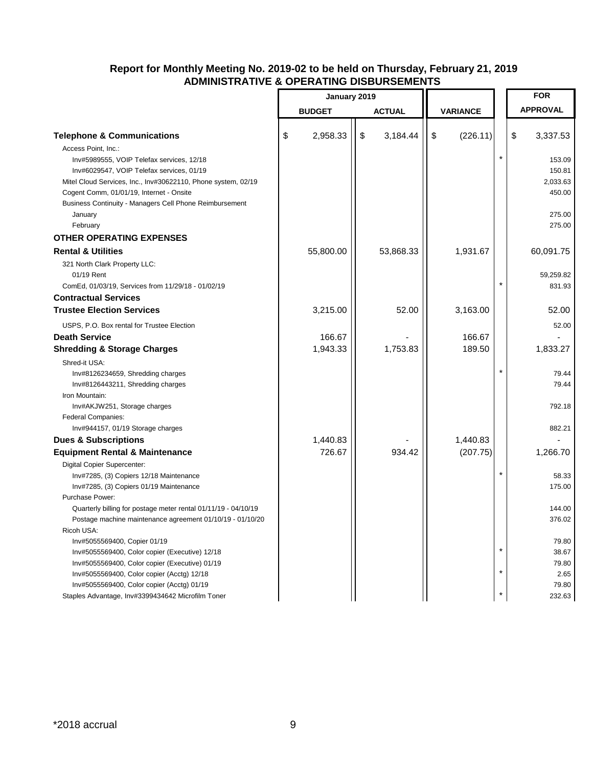# Report for Monthly Meeting No. 2019-02 to be held on Thursday, February 21, 2019

## ADMINISTRATIVE & OPERATING DISBURSEMENTS

| | January 2019 | | | | FOR |
|---|---|---|---|---|---|
| | BUDGET | ACTUAL | VARIANCE | | APPROVAL |
| **Telephone & Communications** | $ 2,958.33 | $ 3,184.44 | $ (226.11) | | $ 3,337.53 |
| Access Point, Inc.: | | | | | |
| Inv#5989555, VOIP Telefax services, 12/18 | | | | * | 153.09 |
| Inv#6029547, VOIP Telefax services, 01/19 | | | | | 150.81 |
| Mitel Cloud Services, Inc., Inv#30622110, Phone system, 02/19 | | | | | 2,033.63 |
| Cogent Comm, 01/01/19, Internet - Onsite | | | | | 450.00 |
| Business Continuity - Managers Cell Phone Reimbursement | | | | | |
| January | | | | | 275.00 |
| February | | | | | 275.00 |
| **OTHER OPERATING EXPENSES** | | | | | |
| **Rental & Utilities** | 55,800.00 | 53,868.33 | 1,931.67 | | 60,091.75 |
| 321 North Clark Property LLC: | | | | | |
| 01/19 Rent | | | | | 59,259.82 |
| ComEd, 01/03/19, Services from 11/29/18 - 01/02/19 | | | | * | 831.93 |
| **Contractual Services** | | | | | |
| **Trustee Election Services** | 3,215.00 | 52.00 | 3,163.00 | | 52.00 |
| USPS, P.O. Box rental for Trustee Election | | | | | 52.00 |
| **Death Service** | 166.67 | - | 166.67 | | - |
| **Shredding & Storage Charges** | 1,943.33 | 1,753.83 | 189.50 | | 1,833.27 |
| Shred-it USA: | | | | | |
| Inv#8126234659, Shredding charges | | | | * | 79.44 |
| Inv#8126443211, Shredding charges | | | | | 79.44 |
| Iron Mountain: | | | | | |
| Inv#AKJW251, Storage charges | | | | | 792.18 |
| Federal Companies: | | | | | |
| Inv#944157, 01/19 Storage charges | | | | | 882.21 |
| **Dues & Subscriptions** | 1,440.83 | - | 1,440.83 | | - |
| **Equipment Rental & Maintenance** | 726.67 | 934.42 | (207.75) | | 1,266.70 |
| Digital Copier Supercenter: | | | | | |
| Inv#7285, (3) Copiers 12/18 Maintenance | | | | * | 58.33 |
| Inv#7285, (3) Copiers 01/19 Maintenance | | | | | 175.00 |
| Purchase Power: | | | | | |
| Quarterly billing for postage meter rental 01/11/19 - 04/10/19 | | | | | 144.00 |
| Postage machine maintenance agreement 01/10/19 - 01/10/20 | | | | | 376.02 |
| Ricoh USA: | | | | | |
| Inv#5055569400, Copier 01/19 | | | | | 79.80 |
| Inv#5055569400, Color copier (Executive) 12/18 | | | | * | 38.67 |
| Inv#5055569400, Color copier (Executive) 01/19 | | | | | 79.80 |
| Inv#5055569400, Color copier (Acctg) 12/18 | | | | * | 2.65 |
| Inv#5055569400, Color copier (Acctg) 01/19 | | | | | 79.80 |
| Staples Advantage, Inv#3399434642 Microfilm Toner | | | | * | 232.63 |

*2018 accrual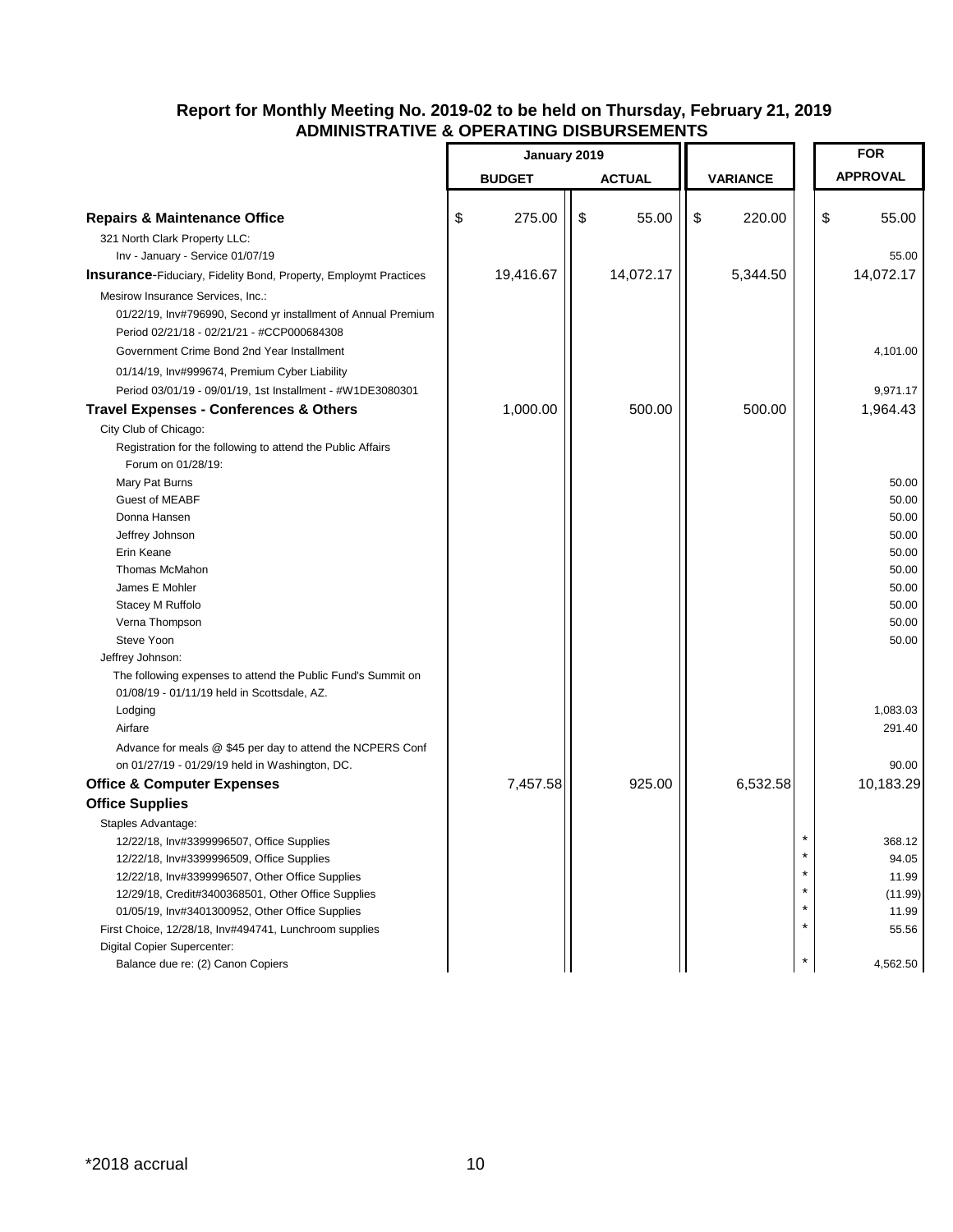## Report for Monthly Meeting No. 2019-02 to be held on Thursday, February 21, 2019
## ADMINISTRATIVE & OPERATING DISBURSEMENTS

| | January 2019 | | | | FOR |
|---|---|---|---|---|---|
| | BUDGET | ACTUAL | VARIANCE | | APPROVAL |
| **Repairs & Maintenance Office** | $ 275.00 | $ 55.00 | $ 220.00 | | $ 55.00 |
| 321 North Clark Property LLC: | | | | | |
| Inv - January - Service 01/07/19 | | | | | 55.00 |
| **Insurance**-Fiduciary, Fidelity Bond, Property, Employmt Practices | 19,416.67 | 14,072.17 | 5,344.50 | | 14,072.17 |
| Mesirow Insurance Services, Inc.: | | | | | |
| 01/22/19, Inv#796990, Second yr installment of Annual Premium | | | | | |
| Period 02/21/18 - 02/21/21 - #CCP000684308 | | | | | |
| Government Crime Bond 2nd Year Installment | | | | | 4,101.00 |
| 01/14/19, Inv#999674, Premium Cyber Liability | | | | | |
| Period 03/01/19 - 09/01/19, 1st Installment - #W1DE3080301 | | | | | 9,971.17 |
| **Travel Expenses - Conferences & Others** | 1,000.00 | 500.00 | 500.00 | | 1,964.43 |
| City Club of Chicago: | | | | | |
| Registration for the following to attend the Public Affairs Forum on 01/28/19: | | | | | |
| Mary Pat Burns | | | | | 50.00 |
| Guest of MEABF | | | | | 50.00 |
| Donna Hansen | | | | | 50.00 |
| Jeffrey Johnson | | | | | 50.00 |
| Erin Keane | | | | | 50.00 |
| Thomas McMahon | | | | | 50.00 |
| James E Mohler | | | | | 50.00 |
| Stacey M Ruffolo | | | | | 50.00 |
| Verna Thompson | | | | | 50.00 |
| Steve Yoon | | | | | 50.00 |
| Jeffrey Johnson: | | | | | |
| The following expenses to attend the Public Fund's Summit on 01/08/19 - 01/11/19 held in Scottsdale, AZ. | | | | | |
| Lodging | | | | | 1,083.03 |
| Airfare | | | | | 291.40 |
| Advance for meals @ $45 per day to attend the NCPERS Conf on 01/27/19 - 01/29/19 held in Washington, DC. | | | | | 90.00 |
| **Office & Computer Expenses** | 7,457.58 | 925.00 | 6,532.58 | | 10,183.29 |
| **Office Supplies** | | | | | |
| Staples Advantage: | | | | | |
| 12/22/18, Inv#3399996507, Office Supplies | | | | * | 368.12 |
| 12/22/18, Inv#3399996509, Office Supplies | | | | * | 94.05 |
| 12/22/18, Inv#3399996507, Other Office Supplies | | | | * | 11.99 |
| 12/29/18, Credit#3400368501, Other Office Supplies | | | | * | (11.99) |
| 01/05/19, Inv#3401300952, Other Office Supplies | | | | * | 11.99 |
| First Choice, 12/28/18, Inv#494741, Lunchroom supplies | | | | * | 55.56 |
| Digital Copier Supercenter: | | | | | |
| Balance due re: (2) Canon Copiers | | | | * | 4,562.50 |

*2018 accrual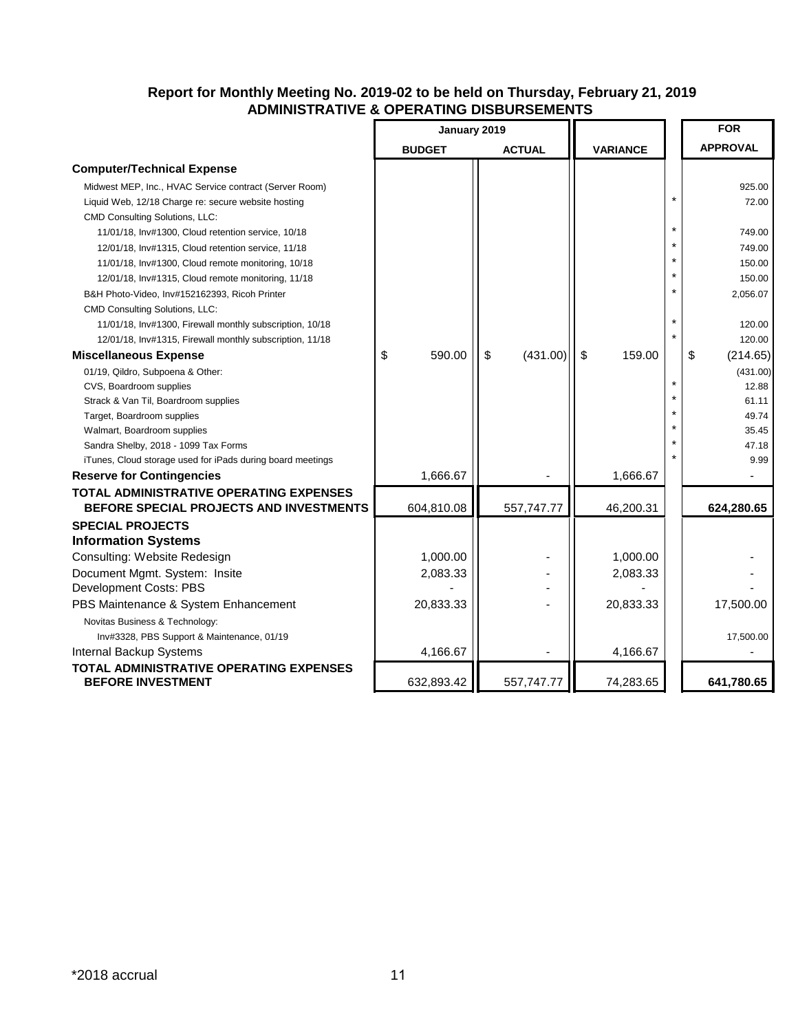**Report for Monthly Meeting No. 2019-02 to be held on Thursday, February 21, 2019**
**ADMINISTRATIVE & OPERATING DISBURSEMENTS**

| | January 2019 | | | | FOR |
|---|---|---|---|---|---|
| | **BUDGET** | **ACTUAL** | **VARIANCE** | | **APPROVAL** |
| **Computer/Technical Expense** | | | | | |
| Midwest MEP, Inc., HVAC Service contract (Server Room) | | | | | 925.00 |
| Liquid Web, 12/18 Charge re: secure website hosting | | | | * | 72.00 |
| CMD Consulting Solutions, LLC: | | | | | |
| 11/01/18, Inv#1300, Cloud retention service, 10/18 | | | | * | 749.00 |
| 12/01/18, Inv#1315, Cloud retention service, 11/18 | | | | * | 749.00 |
| 11/01/18, Inv#1300, Cloud remote monitoring, 10/18 | | | | * | 150.00 |
| 12/01/18, Inv#1315, Cloud remote monitoring, 11/18 | | | | * | 150.00 |
| B&H Photo-Video, Inv#152162393, Ricoh Printer | | | | * | 2,056.07 |
| CMD Consulting Solutions, LLC: | | | | | |
| 11/01/18, Inv#1300, Firewall monthly subscription, 10/18 | | | | * | 120.00 |
| 12/01/18, Inv#1315, Firewall monthly subscription, 11/18 | | | | * | 120.00 |
| **Miscellaneous Expense** | $ 590.00 | $ (431.00) | $ 159.00 | | $ (214.65) |
| 01/19, Qildro, Subpoena & Other: | | | | | (431.00) |
| CVS, Boardroom supplies | | | | * | 12.88 |
| Strack & Van Til, Boardroom supplies | | | | * | 61.11 |
| Target, Boardroom supplies | | | | * | 49.74 |
| Walmart, Boardroom supplies | | | | * | 35.45 |
| Sandra Shelby, 2018 - 1099 Tax Forms | | | | * | 47.18 |
| iTunes, Cloud storage used for iPads during board meetings | | | | * | 9.99 |
| **Reserve for Contingencies** | 1,666.67 | - | 1,666.67 | | - |
| **TOTAL ADMINISTRATIVE OPERATING EXPENSES BEFORE SPECIAL PROJECTS AND INVESTMENTS** | 604,810.08 | 557,747.77 | 46,200.31 | | **624,280.65** |
| **SPECIAL PROJECTS** | | | | | |
| **Information Systems** | | | | | |
| Consulting: Website Redesign | 1,000.00 | - | 1,000.00 | | - |
| Document Mgmt. System: Insite | 2,083.33 | - | 2,083.33 | | - |
| Development Costs: PBS | - | - | - | | - |
| PBS Maintenance & System Enhancement | 20,833.33 | - | 20,833.33 | | 17,500.00 |
| Novitas Business & Technology: | | | | | |
| Inv#3328, PBS Support & Maintenance, 01/19 | | | | | 17,500.00 |
| Internal Backup Systems | 4,166.67 | - | 4,166.67 | | - |
| **TOTAL ADMINISTRATIVE OPERATING EXPENSES BEFORE INVESTMENT** | 632,893.42 | 557,747.77 | 74,283.65 | | **641,780.65** |

*2018 accrual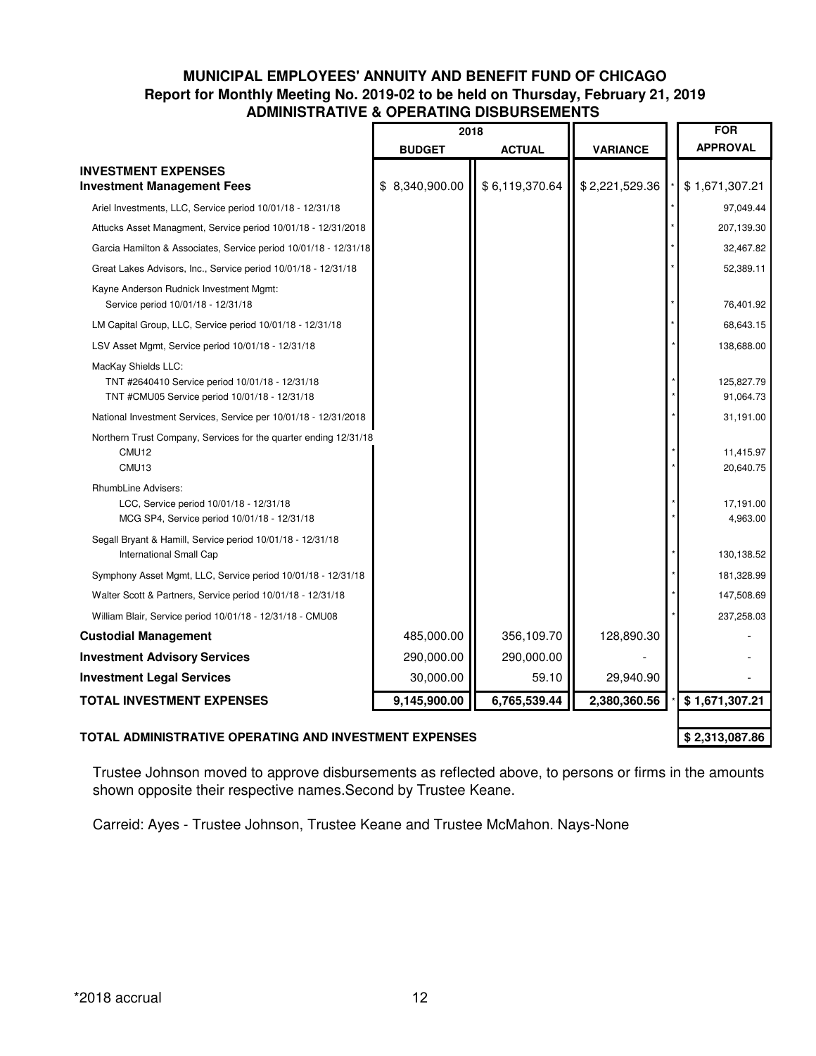# MUNICIPAL EMPLOYEES' ANNUITY AND BENEFIT FUND OF CHICAGO

## Report for Monthly Meeting No. 2019-02 to be held on Thursday, February 21, 2019

## ADMINISTRATIVE & OPERATING DISBURSEMENTS

| | 2018 | | | | FOR |
|---|---|---|---|---|---|
| | BUDGET | ACTUAL | VARIANCE | | APPROVAL |
| **INVESTMENT EXPENSES** | | | | | |
| **Investment Management Fees** | $ 8,340,900.00 | $ 6,119,370.64 | $ 2,221,529.36 | * | $ 1,671,307.21 |
| Ariel Investments, LLC, Service period 10/01/18 - 12/31/18 | | | | * | 97,049.44 |
| Attucks Asset Managment, Service period 10/01/18 - 12/31/2018 | | | | * | 207,139.30 |
| Garcia Hamilton & Associates, Service period 10/01/18 - 12/31/18 | | | | * | 32,467.82 |
| Great Lakes Advisors, Inc., Service period 10/01/18 - 12/31/18 | | | | * | 52,389.11 |
| Kayne Anderson Rudnick Investment Mgmt: Service period 10/01/18 - 12/31/18 | | | | * | 76,401.92 |
| LM Capital Group, LLC, Service period 10/01/18 - 12/31/18 | | | | * | 68,643.15 |
| LSV Asset Mgmt, Service period 10/01/18 - 12/31/18 | | | | * | 138,688.00 |
| MacKay Shields LLC: | | | | | |
| TNT #2640410 Service period 10/01/18 - 12/31/18 | | | | * | 125,827.79 |
| TNT #CMU05 Service period 10/01/18 - 12/31/18 | | | | * | 91,064.73 |
| National Investment Services, Service per 10/01/18 - 12/31/2018 | | | | * | 31,191.00 |
| Northern Trust Company, Services for the quarter ending 12/31/18 | | | | | |
| CMU12 | | | | * | 11,415.97 |
| CMU13 | | | | * | 20,640.75 |
| RhumbLine Advisers: | | | | | |
| LCC, Service period 10/01/18 - 12/31/18 | | | | * | 17,191.00 |
| MCG SP4, Service period 10/01/18 - 12/31/18 | | | | * | 4,963.00 |
| Segall Bryant & Hamill, Service period 10/01/18 - 12/31/18 International Small Cap | | | | * | 130,138.52 |
| Symphony Asset Mgmt, LLC, Service period 10/01/18 - 12/31/18 | | | | * | 181,328.99 |
| Walter Scott & Partners, Service period 10/01/18 - 12/31/18 | | | | * | 147,508.69 |
| William Blair, Service period 10/01/18 - 12/31/18 - CMU08 | | | | * | 237,258.03 |
| **Custodial Management** | 485,000.00 | 356,109.70 | 128,890.30 | | - |
| **Investment Advisory Services** | 290,000.00 | 290,000.00 | - | | - |
| **Investment Legal Services** | 30,000.00 | 59.10 | 29,940.90 | | - |
| **TOTAL INVESTMENT EXPENSES** | 9,145,900.00 | 6,765,539.44 | 2,380,360.56 | * | $ 1,671,307.21 |
| **TOTAL ADMINISTRATIVE OPERATING AND INVESTMENT EXPENSES** | | | | | $ 2,313,087.86 |

Trustee Johnson moved to approve disbursements as reflected above, to persons or firms in the amounts shown opposite their respective names.Second by Trustee Keane.

Carreid: Ayes - Trustee Johnson, Trustee Keane and Trustee McMahon. Nays-None

*2018 accrual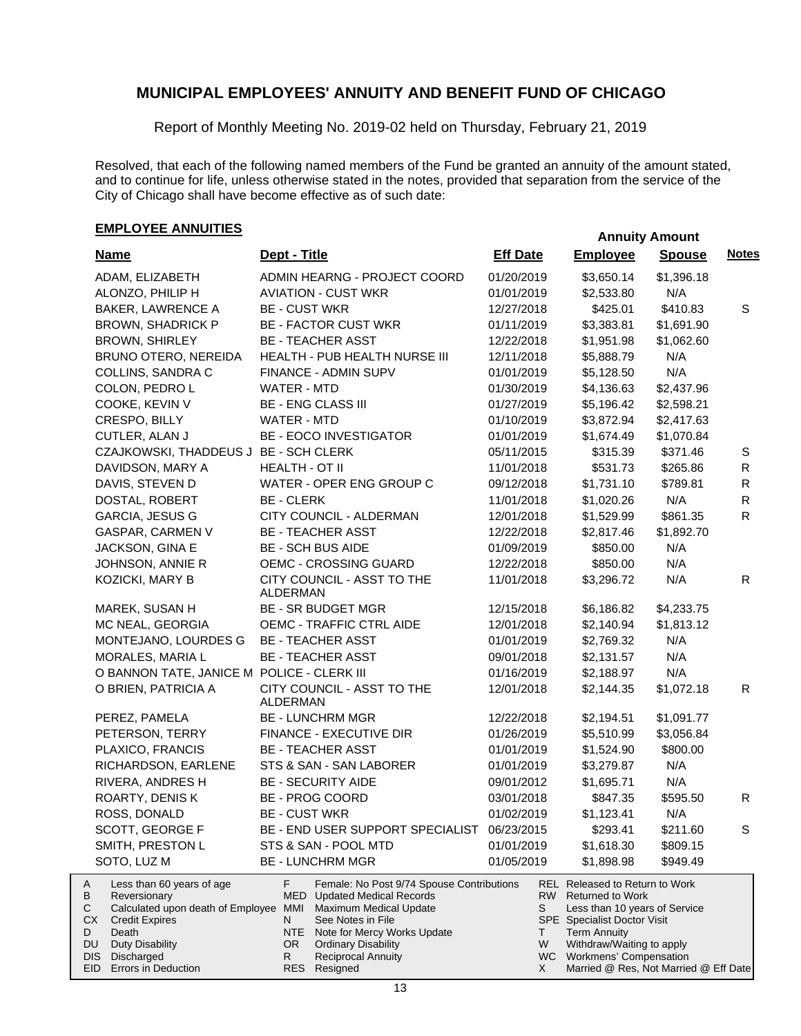# MUNICIPAL EMPLOYEES' ANNUITY AND BENEFIT FUND OF CHICAGO

Report of Monthly Meeting No. 2019-02 held on Thursday, February 21, 2019

Resolved, that each of the following named members of the Fund be granted an annuity of the amount stated, and to continue for life, unless otherwise stated in the notes, provided that separation from the service of the City of Chicago shall have become effective as of such date:

## EMPLOYEE ANNUITIES

| Name | Dept - Title | Eff Date | Annuity Amount Employee | Annuity Amount Spouse | Notes |
|---|---|---|---|---|---|
| ADAM, ELIZABETH | ADMIN HEARNG - PROJECT COORD | 01/20/2019 | $3,650.14 | $1,396.18 | |
| ALONZO, PHILIP H | AVIATION - CUST WKR | 01/01/2019 | $2,533.80 | N/A | |
| BAKER, LAWRENCE A | BE - CUST WKR | 12/27/2018 | $425.01 | $410.83 | S |
| BROWN, SHADRICK P | BE - FACTOR CUST WKR | 01/11/2019 | $3,383.81 | $1,691.90 | |
| BROWN, SHIRLEY | BE - TEACHER ASST | 12/22/2018 | $1,951.98 | $1,062.60 | |
| BRUNO OTERO, NEREIDA | HEALTH - PUB HEALTH NURSE III | 12/11/2018 | $5,888.79 | N/A | |
| COLLINS, SANDRA C | FINANCE - ADMIN SUPV | 01/01/2019 | $5,128.50 | N/A | |
| COLON, PEDRO L | WATER - MTD | 01/30/2019 | $4,136.63 | $2,437.96 | |
| COOKE, KEVIN V | BE - ENG CLASS III | 01/27/2019 | $5,196.42 | $2,598.21 | |
| CRESPO, BILLY | WATER - MTD | 01/10/2019 | $3,872.94 | $2,417.63 | |
| CUTLER, ALAN J | BE - EOCO INVESTIGATOR | 01/01/2019 | $1,674.49 | $1,070.84 | |
| CZAJKOWSKI, THADDEUS J | BE - SCH CLERK | 05/11/2015 | $315.39 | $371.46 | S |
| DAVIDSON, MARY A | HEALTH - OT II | 11/01/2018 | $531.73 | $265.86 | R |
| DAVIS, STEVEN D | WATER - OPER ENG GROUP C | 09/12/2018 | $1,731.10 | $789.81 | R |
| DOSTAL, ROBERT | BE - CLERK | 11/01/2018 | $1,020.26 | N/A | R |
| GARCIA, JESUS G | CITY COUNCIL - ALDERMAN | 12/01/2018 | $1,529.99 | $861.35 | R |
| GASPAR, CARMEN V | BE - TEACHER ASST | 12/22/2018 | $2,817.46 | $1,892.70 | |
| JACKSON, GINA E | BE - SCH BUS AIDE | 01/09/2019 | $850.00 | N/A | |
| JOHNSON, ANNIE R | OEMC - CROSSING GUARD | 12/22/2018 | $850.00 | N/A | |
| KOZICKI, MARY B | CITY COUNCIL - ASST TO THE ALDERMAN | 11/01/2018 | $3,296.72 | N/A | R |
| MAREK, SUSAN H | BE - SR BUDGET MGR | 12/15/2018 | $6,186.82 | $4,233.75 | |
| MC NEAL, GEORGIA | OEMC - TRAFFIC CTRL AIDE | 12/01/2018 | $2,140.94 | $1,813.12 | |
| MONTEJANO, LOURDES G | BE - TEACHER ASST | 01/01/2019 | $2,769.32 | N/A | |
| MORALES, MARIA L | BE - TEACHER ASST | 09/01/2018 | $2,131.57 | N/A | |
| O BANNON TATE, JANICE M | POLICE - CLERK III | 01/16/2019 | $2,188.97 | N/A | |
| O BRIEN, PATRICIA A | CITY COUNCIL - ASST TO THE ALDERMAN | 12/01/2018 | $2,144.35 | $1,072.18 | R |
| PEREZ, PAMELA | BE - LUNCHRM MGR | 12/22/2018 | $2,194.51 | $1,091.77 | |
| PETERSON, TERRY | FINANCE - EXECUTIVE DIR | 01/26/2019 | $5,510.99 | $3,056.84 | |
| PLAXICO, FRANCIS | BE - TEACHER ASST | 01/01/2019 | $1,524.90 | $800.00 | |
| RICHARDSON, EARLENE | STS & SAN - SAN LABORER | 01/01/2019 | $3,279.87 | N/A | |
| RIVERA, ANDRES H | BE - SECURITY AIDE | 09/01/2012 | $1,695.71 | N/A | |
| ROARTY, DENIS K | BE - PROG COORD | 03/01/2018 | $847.35 | $595.50 | R |
| ROSS, DONALD | BE - CUST WKR | 01/02/2019 | $1,123.41 | N/A | |
| SCOTT, GEORGE F | BE - END USER SUPPORT SPECIALIST | 06/23/2015 | $293.41 | $211.60 | S |
| SMITH, PRESTON L | STS & SAN - POOL MTD | 01/01/2019 | $1,618.30 | $809.15 | |
| SOTO, LUZ M | BE - LUNCHRM MGR | 01/05/2019 | $1,898.98 | $949.49 | |

| Code | Description | Code | Description | Code | Description |
|---|---|---|---|---|---|
| A | Less than 60 years of age | F | Female: No Post 9/74 Spouse Contributions | REL | Released to Return to Work |
| B | Reversionary | MED | Updated Medical Records | RW | Returned to Work |
| C | Calculated upon death of Employee | MMI | Maximum Medical Update | S | Less than 10 years of Service |
| CX | Credit Expires | N | See Notes in File | SPE | Specialist Doctor Visit |
| D | Death | NTE | Note for Mercy Works Update | T | Term Annuity |
| DU | Duty Disability | OR | Ordinary Disability | W | Withdraw/Waiting to apply |
| DIS | Discharged | R | Reciprocal Annuity | WC | Workmens' Compensation |
| EID | Errors in Deduction | RES | Resigned | X | Married @ Res, Not Married @ Eff Date |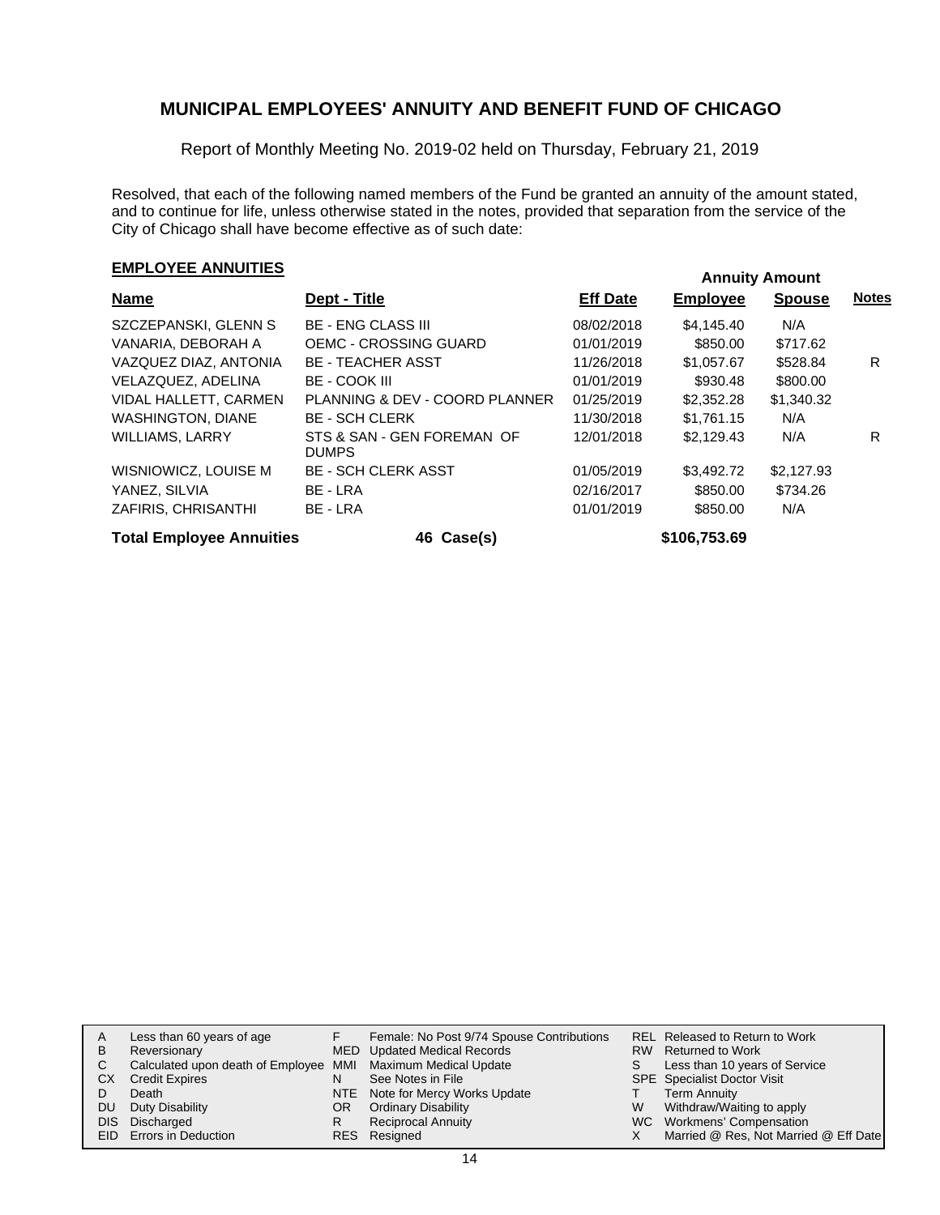## MUNICIPAL EMPLOYEES' ANNUITY AND BENEFIT FUND OF CHICAGO

Report of Monthly Meeting No. 2019-02 held on Thursday, February 21, 2019

Resolved, that each of the following named members of the Fund be granted an annuity of the amount stated, and to continue for life, unless otherwise stated in the notes, provided that separation from the service of the City of Chicago shall have become effective as of such date:

### EMPLOYEE ANNUITIES

| Name | Dept - Title | Eff Date | Annuity Amount Employee | Annuity Amount Spouse | Notes |
|---|---|---|---|---|---|
| SZCZEPANSKI, GLENN S | BE - ENG CLASS III | 08/02/2018 | $4,145.40 | N/A | |
| VANARIA, DEBORAH A | OEMC - CROSSING GUARD | 01/01/2019 | $850.00 | $717.62 | |
| VAZQUEZ DIAZ, ANTONIA | BE - TEACHER ASST | 11/26/2018 | $1,057.67 | $528.84 | R |
| VELAZQUEZ, ADELINA | BE - COOK III | 01/01/2019 | $930.48 | $800.00 | |
| VIDAL HALLETT, CARMEN | PLANNING & DEV - COORD PLANNER | 01/25/2019 | $2,352.28 | $1,340.32 | |
| WASHINGTON, DIANE | BE - SCH CLERK | 11/30/2018 | $1,761.15 | N/A | |
| WILLIAMS, LARRY | STS & SAN - GEN FOREMAN OF DUMPS | 12/01/2018 | $2,129.43 | N/A | R |
| WISNIOWICZ, LOUISE M | BE - SCH CLERK ASST | 01/05/2019 | $3,492.72 | $2,127.93 | |
| YANEZ, SILVIA | BE - LRA | 02/16/2017 | $850.00 | $734.26 | |
| ZAFIRIS, CHRISANTHI | BE - LRA | 01/01/2019 | $850.00 | N/A | |
| **Total Employee Annuities** | **46 Case(s)** | | **$106,753.69** | | |

| | | | | | |
|---|---|---|---|---|---|
| A | Less than 60 years of age | F | Female: No Post 9/74 Spouse Contributions | REL | Released to Return to Work |
| B | Reversionary | MED | Updated Medical Records | RW | Returned to Work |
| C | Calculated upon death of Employee | MMI | Maximum Medical Update | S | Less than 10 years of Service |
| CX | Credit Expires | N | See Notes in File | SPE | Specialist Doctor Visit |
| D | Death | NTE | Note for Mercy Works Update | T | Term Annuity |
| DU | Duty Disability | OR | Ordinary Disability | W | Withdraw/Waiting to apply |
| DIS | Discharged | R | Reciprocal Annuity | WC | Workmens' Compensation |
| EID | Errors in Deduction | RES | Resigned | X | Married @ Res, Not Married @ Eff Date |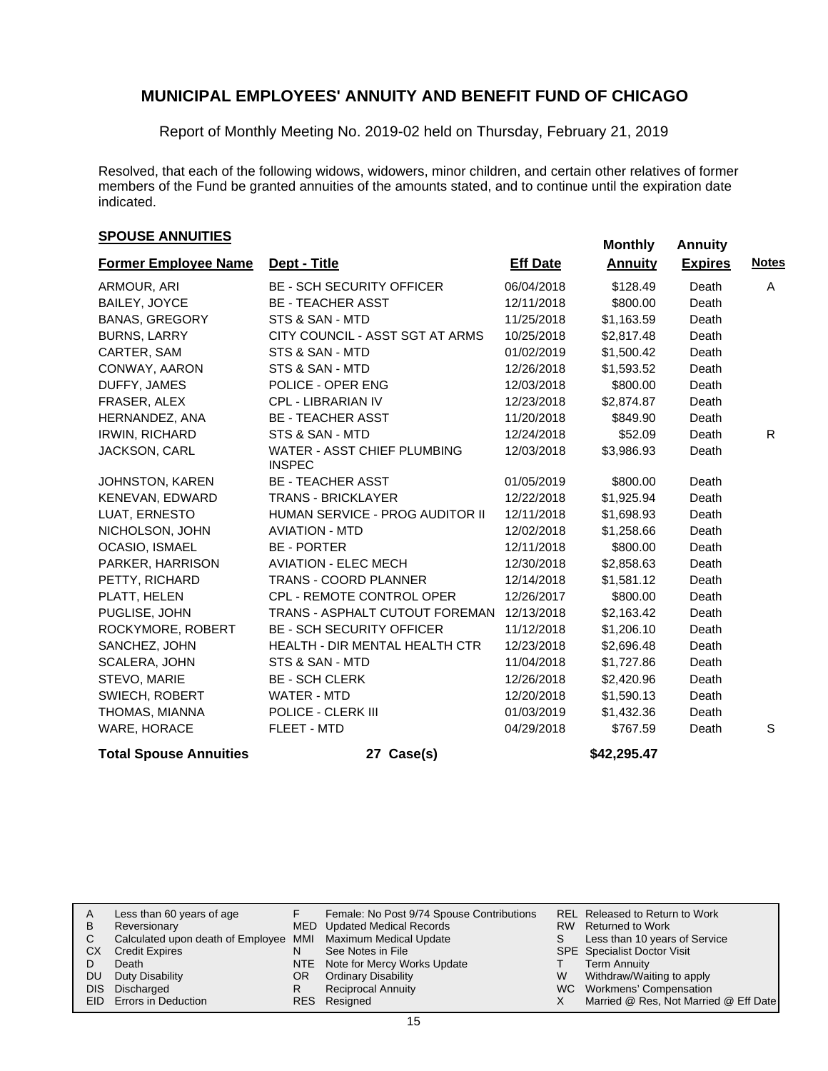# MUNICIPAL EMPLOYEES' ANNUITY AND BENEFIT FUND OF CHICAGO

Report of Monthly Meeting No. 2019-02 held on Thursday, February 21, 2019

Resolved, that each of the following widows, widowers, minor children, and certain other relatives of former members of the Fund be granted annuities of the amounts stated, and to continue until the expiration date indicated.

## SPOUSE ANNUITIES

| Former Employee Name | Dept - Title | Eff Date | Monthly Annuity | Annuity Expires | Notes |
|---|---|---|---|---|---|
| ARMOUR, ARI | BE - SCH SECURITY OFFICER | 06/04/2018 | $128.49 | Death | A |
| BAILEY, JOYCE | BE - TEACHER ASST | 12/11/2018 | $800.00 | Death | |
| BANAS, GREGORY | STS & SAN - MTD | 11/25/2018 | $1,163.59 | Death | |
| BURNS, LARRY | CITY COUNCIL - ASST SGT AT ARMS | 10/25/2018 | $2,817.48 | Death | |
| CARTER, SAM | STS & SAN - MTD | 01/02/2019 | $1,500.42 | Death | |
| CONWAY, AARON | STS & SAN - MTD | 12/26/2018 | $1,593.52 | Death | |
| DUFFY, JAMES | POLICE - OPER ENG | 12/03/2018 | $800.00 | Death | |
| FRASER, ALEX | CPL - LIBRARIAN IV | 12/23/2018 | $2,874.87 | Death | |
| HERNANDEZ, ANA | BE - TEACHER ASST | 11/20/2018 | $849.90 | Death | |
| IRWIN, RICHARD | STS & SAN - MTD | 12/24/2018 | $52.09 | Death | R |
| JACKSON, CARL | WATER - ASST CHIEF PLUMBING INSPEC | 12/03/2018 | $3,986.93 | Death | |
| JOHNSTON, KAREN | BE - TEACHER ASST | 01/05/2019 | $800.00 | Death | |
| KENEVAN, EDWARD | TRANS - BRICKLAYER | 12/22/2018 | $1,925.94 | Death | |
| LUAT, ERNESTO | HUMAN SERVICE - PROG AUDITOR II | 12/11/2018 | $1,698.93 | Death | |
| NICHOLSON, JOHN | AVIATION - MTD | 12/02/2018 | $1,258.66 | Death | |
| OCASIO, ISMAEL | BE - PORTER | 12/11/2018 | $800.00 | Death | |
| PARKER, HARRISON | AVIATION - ELEC MECH | 12/30/2018 | $2,858.63 | Death | |
| PETTY, RICHARD | TRANS - COORD PLANNER | 12/14/2018 | $1,581.12 | Death | |
| PLATT, HELEN | CPL - REMOTE CONTROL OPER | 12/26/2017 | $800.00 | Death | |
| PUGLISE, JOHN | TRANS - ASPHALT CUTOUT FOREMAN | 12/13/2018 | $2,163.42 | Death | |
| ROCKYMORE, ROBERT | BE - SCH SECURITY OFFICER | 11/12/2018 | $1,206.10 | Death | |
| SANCHEZ, JOHN | HEALTH - DIR MENTAL HEALTH CTR | 12/23/2018 | $2,696.48 | Death | |
| SCALERA, JOHN | STS & SAN - MTD | 11/04/2018 | $1,727.86 | Death | |
| STEVO, MARIE | BE - SCH CLERK | 12/26/2018 | $2,420.96 | Death | |
| SWIECH, ROBERT | WATER - MTD | 12/20/2018 | $1,590.13 | Death | |
| THOMAS, MIANNA | POLICE - CLERK III | 01/03/2019 | $1,432.36 | Death | |
| WARE, HORACE | FLEET - MTD | 04/29/2018 | $767.59 | Death | S |
| **Total Spouse Annuities** | **27 Case(s)** | | **$42,295.47** | | |

| | | | | | |
|---|---|---|---|---|---|
| A | Less than 60 years of age | F | Female: No Post 9/74 Spouse Contributions | REL | Released to Return to Work |
| B | Reversionary | MED | Updated Medical Records | RW | Returned to Work |
| C | Calculated upon death of Employee | MMI | Maximum Medical Update | S | Less than 10 years of Service |
| CX | Credit Expires | N | See Notes in File | SPE | Specialist Doctor Visit |
| D | Death | NTE | Note for Mercy Works Update | T | Term Annuity |
| DU | Duty Disability | OR | Ordinary Disability | W | Withdraw/Waiting to apply |
| DIS | Discharged | R | Reciprocal Annuity | WC | Workmens' Compensation |
| EID | Errors in Deduction | RES | Resigned | X | Married @ Res, Not Married @ Eff Date |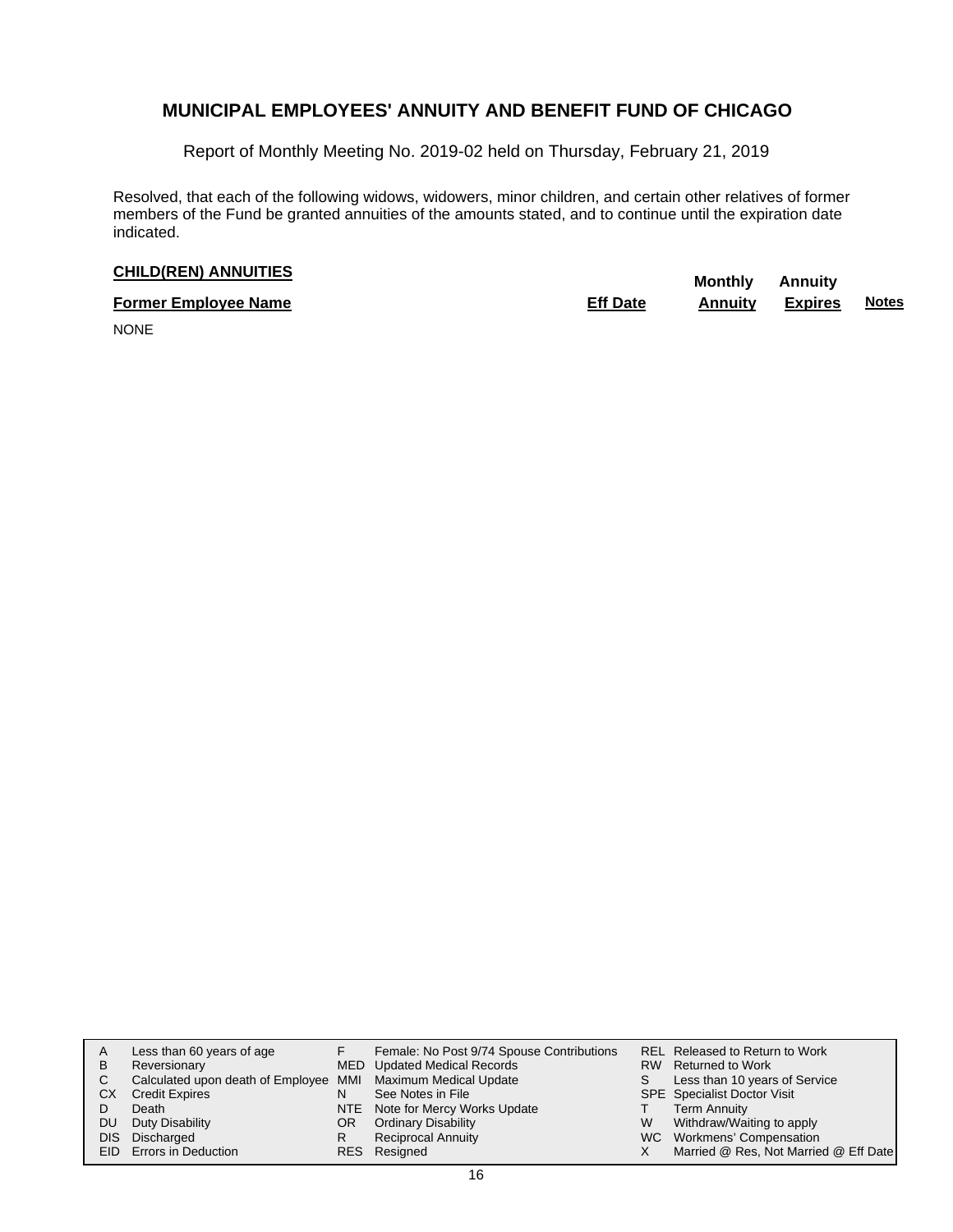# MUNICIPAL EMPLOYEES' ANNUITY AND BENEFIT FUND OF CHICAGO

Report of Monthly Meeting No. 2019-02 held on Thursday, February 21, 2019

Resolved, that each of the following widows, widowers, minor children, and certain other relatives of former members of the Fund be granted annuities of the amounts stated, and to continue until the expiration date indicated.

**CHILD(REN) ANNUITIES**

| Former Employee Name | Eff Date | Monthly Annuity | Annuity Expires | Notes |
|---|---|---|---|---|
| NONE | | | | |

| | | | | | |
|---|---|---|---|---|---|
| A | Less than 60 years of age | F | Female: No Post 9/74 Spouse Contributions | REL | Released to Return to Work |
| B | Reversionary | MED | Updated Medical Records | RW | Returned to Work |
| C | Calculated upon death of Employee | MMI | Maximum Medical Update | S | Less than 10 years of Service |
| CX | Credit Expires | N | See Notes in File | SPE | Specialist Doctor Visit |
| D | Death | NTE | Note for Mercy Works Update | T | Term Annuity |
| DU | Duty Disability | OR | Ordinary Disability | W | Withdraw/Waiting to apply |
| DIS | Discharged | R | Reciprocal Annuity | WC | Workmens' Compensation |
| EID | Errors in Deduction | RES | Resigned | X | Married @ Res, Not Married @ Eff Date |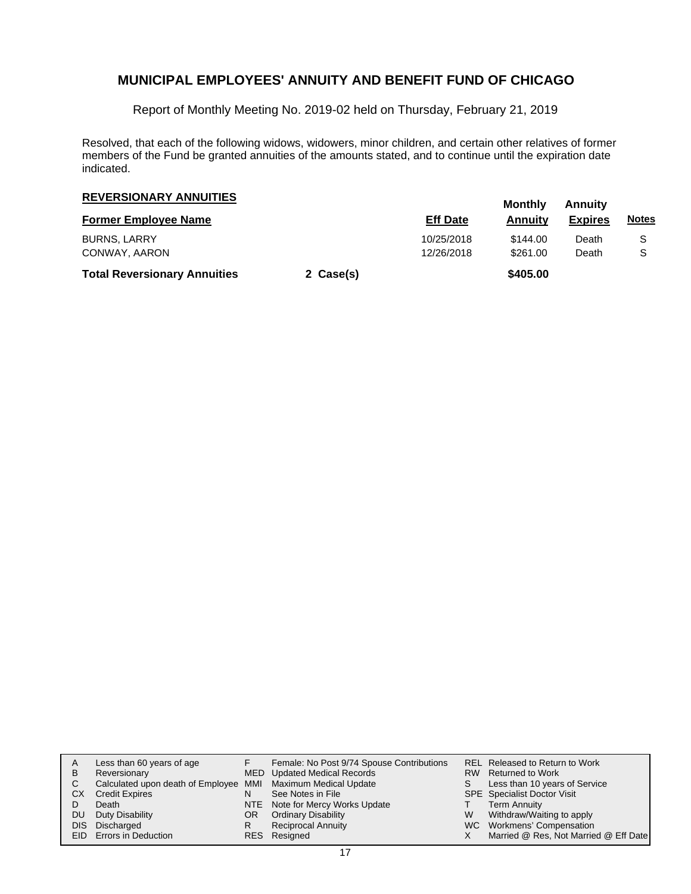# MUNICIPAL EMPLOYEES' ANNUITY AND BENEFIT FUND OF CHICAGO

Report of Monthly Meeting No. 2019-02 held on Thursday, February 21, 2019

Resolved, that each of the following widows, widowers, minor children, and certain other relatives of former members of the Fund be granted annuities of the amounts stated, and to continue until the expiration date indicated.

## REVERSIONARY ANNUITIES

| Former Employee Name | | Eff Date | Monthly Annuity | Annuity Expires | Notes |
|---|---|---|---|---|---|
| BURNS, LARRY | | 10/25/2018 | $144.00 | Death | S |
| CONWAY, AARON | | 12/26/2018 | $261.00 | Death | S |
| **Total Reversionary Annuities** | **2 Case(s)** | | **$405.00** | | |

| | | | | | |
|---|---|---|---|---|---|
| A | Less than 60 years of age | F | Female: No Post 9/74 Spouse Contributions | REL | Released to Return to Work |
| B | Reversionary | MED | Updated Medical Records | RW | Returned to Work |
| C | Calculated upon death of Employee | MMI | Maximum Medical Update | S | Less than 10 years of Service |
| CX | Credit Expires | N | See Notes in File | SPE | Specialist Doctor Visit |
| D | Death | NTE | Note for Mercy Works Update | T | Term Annuity |
| DU | Duty Disability | OR | Ordinary Disability | W | Withdraw/Waiting to apply |
| DIS | Discharged | R | Reciprocal Annuity | WC | Workmens' Compensation |
| EID | Errors in Deduction | RES | Resigned | X | Married @ Res, Not Married @ Eff Date |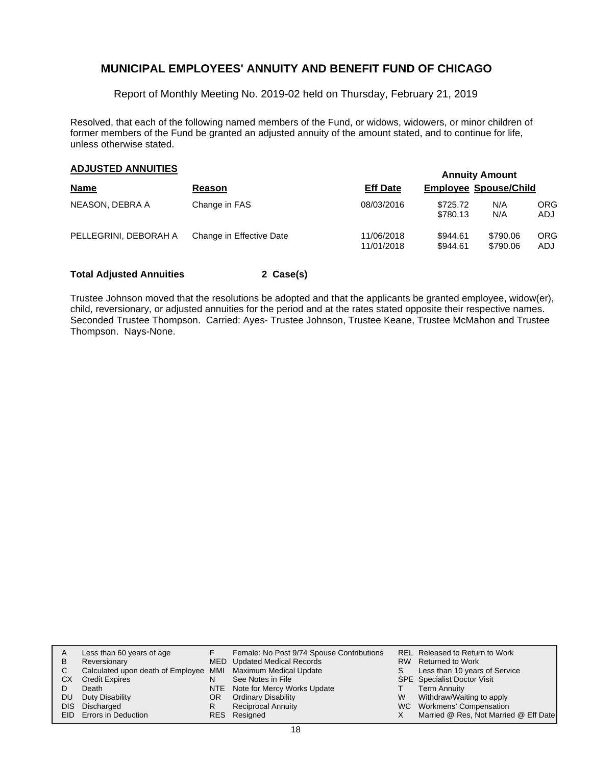## MUNICIPAL EMPLOYEES' ANNUITY AND BENEFIT FUND OF CHICAGO

Report of Monthly Meeting No. 2019-02 held on Thursday, February 21, 2019

Resolved, that each of the following named members of the Fund, or widows, widowers, or minor children of former members of the Fund be granted an adjusted annuity of the amount stated, and to continue for life, unless otherwise stated.

### ADJUSTED ANNUITIES

| Name | Reason | Eff Date | Annuity Amount Employee | Spouse/Child | |
|---|---|---|---|---|---|
| NEASON, DEBRA A | Change in FAS | 08/03/2016 | $725.72 | N/A | ORG |
| | | | $780.13 | N/A | ADJ |
| PELLEGRINI, DEBORAH A | Change in Effective Date | 11/06/2018 | $944.61 | $790.06 | ORG |
| | | 11/01/2018 | $944.61 | $790.06 | ADJ |

**Total Adjusted Annuities 2 Case(s)**

Trustee Johnson moved that the resolutions be adopted and that the applicants be granted employee, widow(er), child, reversionary, or adjusted annuities for the period and at the rates stated opposite their respective names. Seconded Trustee Thompson. Carried: Ayes- Trustee Johnson, Trustee Keane, Trustee McMahon and Trustee Thompson. Nays-None.

| | | | | | |
|---|---|---|---|---|---|
| A | Less than 60 years of age | F | Female: No Post 9/74 Spouse Contributions | REL | Released to Return to Work |
| B | Reversionary | MED | Updated Medical Records | RW | Returned to Work |
| C | Calculated upon death of Employee | MMI | Maximum Medical Update | S | Less than 10 years of Service |
| CX | Credit Expires | N | See Notes in File | SPE | Specialist Doctor Visit |
| D | Death | NTE | Note for Mercy Works Update | T | Term Annuity |
| DU | Duty Disability | OR | Ordinary Disability | W | Withdraw/Waiting to apply |
| DIS | Discharged | R | Reciprocal Annuity | WC | Workmens' Compensation |
| EID | Errors in Deduction | RES | Resigned | X | Married @ Res, Not Married @ Eff Date |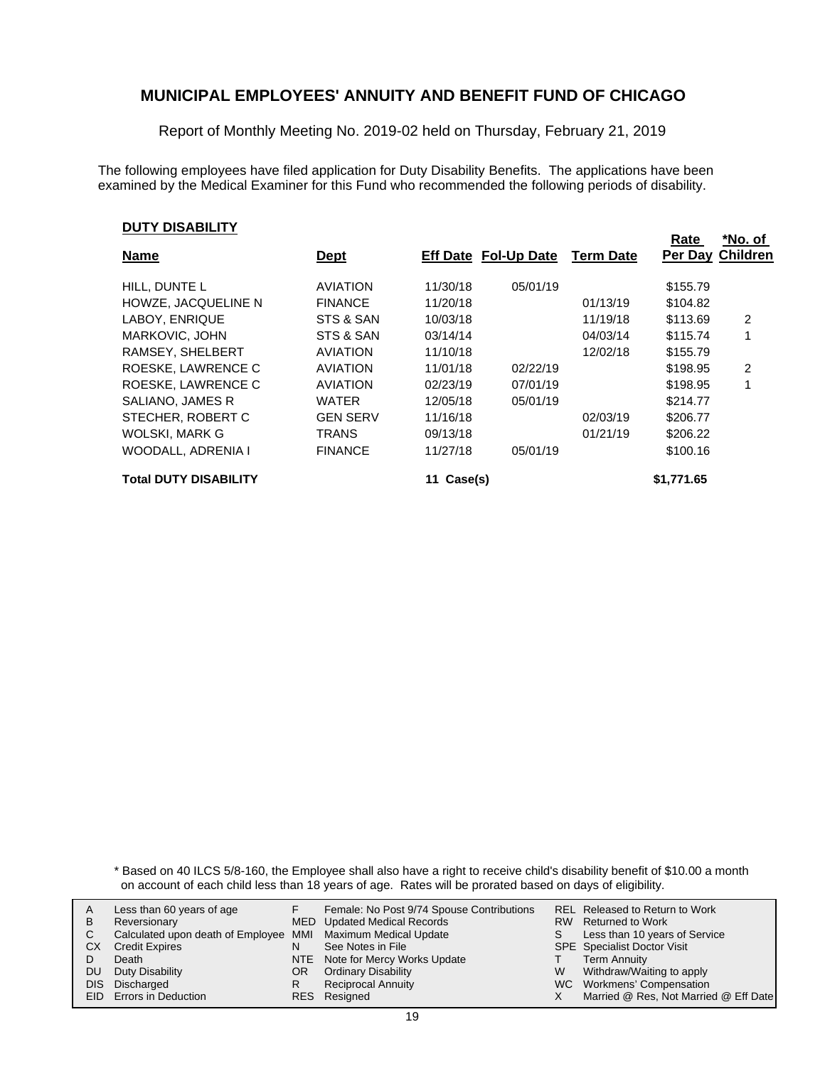# MUNICIPAL EMPLOYEES' ANNUITY AND BENEFIT FUND OF CHICAGO

Report of Monthly Meeting No. 2019-02 held on Thursday, February 21, 2019

The following employees have filed application for Duty Disability Benefits. The applications have been examined by the Medical Examiner for this Fund who recommended the following periods of disability.

**DUTY DISABILITY**

| Name | Dept | Eff Date | Fol-Up Date | Term Date | Rate Per Day | *No. of Children |
|---|---|---|---|---|---|---|
| HILL, DUNTE L | AVIATION | 11/30/18 | 05/01/19 | | $155.79 | |
| HOWZE, JACQUELINE N | FINANCE | 11/20/18 | | 01/13/19 | $104.82 | |
| LABOY, ENRIQUE | STS & SAN | 10/03/18 | | 11/19/18 | $113.69 | 2 |
| MARKOVIC, JOHN | STS & SAN | 03/14/14 | | 04/03/14 | $115.74 | 1 |
| RAMSEY, SHELBERT | AVIATION | 11/10/18 | | 12/02/18 | $155.79 | |
| ROESKE, LAWRENCE C | AVIATION | 11/01/18 | 02/22/19 | | $198.95 | 2 |
| ROESKE, LAWRENCE C | AVIATION | 02/23/19 | 07/01/19 | | $198.95 | 1 |
| SALIANO, JAMES R | WATER | 12/05/18 | 05/01/19 | | $214.77 | |
| STECHER, ROBERT C | GEN SERV | 11/16/18 | | 02/03/19 | $206.77 | |
| WOLSKI, MARK G | TRANS | 09/13/18 | | 01/21/19 | $206.22 | |
| WOODALL, ADRENIA I | FINANCE | 11/27/18 | 05/01/19 | | $100.16 | |
| **Total DUTY DISABILITY** | | **11 Case(s)** | | | **$1,771.65** | |

\* Based on 40 ILCS 5/8-160, the Employee shall also have a right to receive child's disability benefit of $10.00 a month on account of each child less than 18 years of age. Rates will be prorated based on days of eligibility.

| | | | | | |
|---|---|---|---|---|---|
| A | Less than 60 years of age | F | Female: No Post 9/74 Spouse Contributions | REL | Released to Return to Work |
| B | Reversionary | MED | Updated Medical Records | RW | Returned to Work |
| C | Calculated upon death of Employee | MMI | Maximum Medical Update | S | Less than 10 years of Service |
| CX | Credit Expires | N | See Notes in File | SPE | Specialist Doctor Visit |
| D | Death | NTE | Note for Mercy Works Update | T | Term Annuity |
| DU | Duty Disability | OR | Ordinary Disability | W | Withdraw/Waiting to apply |
| DIS | Discharged | R | Reciprocal Annuity | WC | Workmens' Compensation |
| EID | Errors in Deduction | RES | Resigned | X | Married @ Res, Not Married @ Eff Date |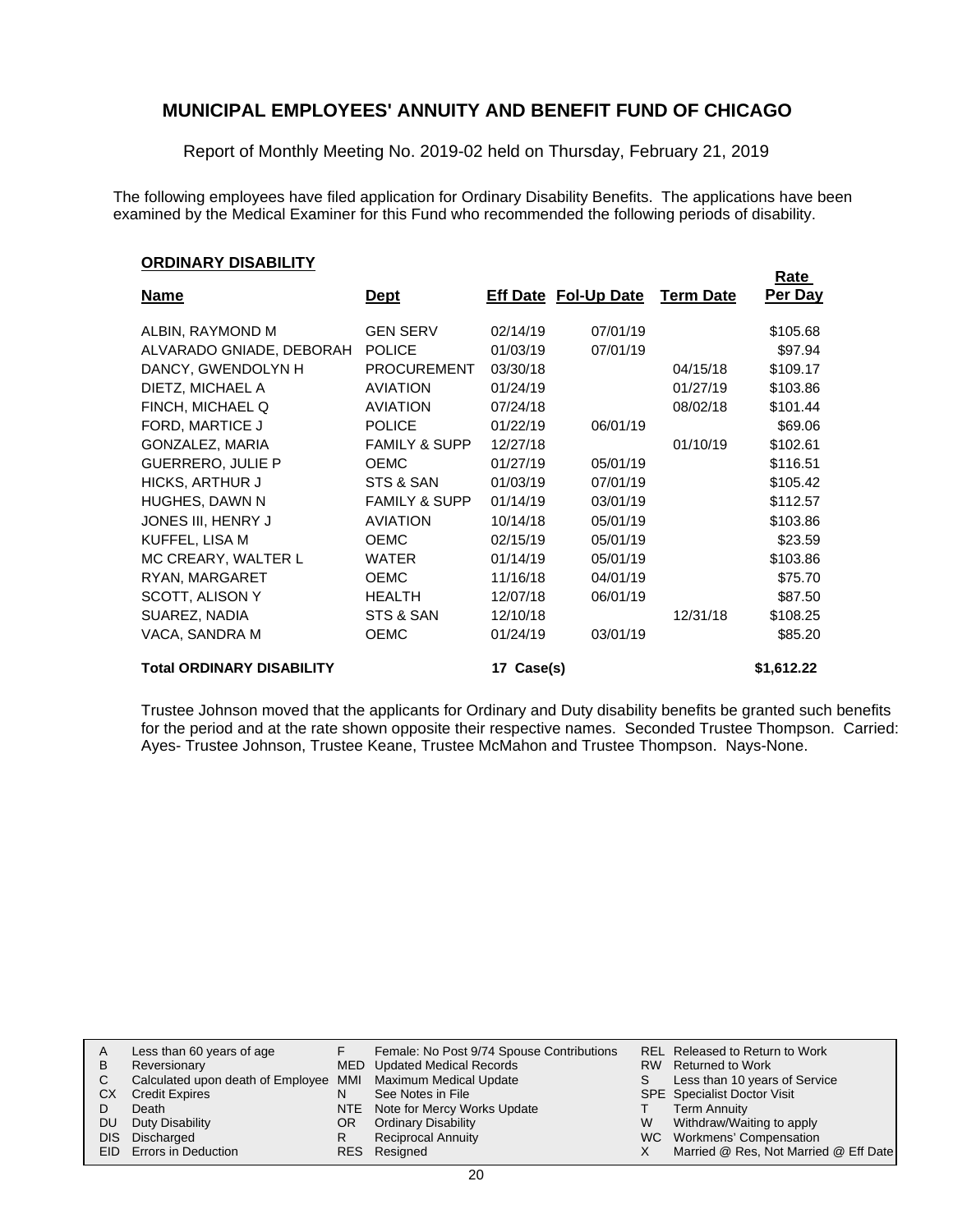# MUNICIPAL EMPLOYEES' ANNUITY AND BENEFIT FUND OF CHICAGO

Report of Monthly Meeting No. 2019-02 held on Thursday, February 21, 2019

The following employees have filed application for Ordinary Disability Benefits. The applications have been examined by the Medical Examiner for this Fund who recommended the following periods of disability.

## ORDINARY DISABILITY

| Name | Dept | Eff Date | Fol-Up Date | Term Date | Rate Per Day |
|---|---|---|---|---|---|
| ALBIN, RAYMOND M | GEN SERV | 02/14/19 | 07/01/19 | | $105.68 |
| ALVARADO GNIADE, DEBORAH | POLICE | 01/03/19 | 07/01/19 | | $97.94 |
| DANCY, GWENDOLYN H | PROCUREMENT | 03/30/18 | | 04/15/18 | $109.17 |
| DIETZ, MICHAEL A | AVIATION | 01/24/19 | | 01/27/19 | $103.86 |
| FINCH, MICHAEL Q | AVIATION | 07/24/18 | | 08/02/18 | $101.44 |
| FORD, MARTICE J | POLICE | 01/22/19 | 06/01/19 | | $69.06 |
| GONZALEZ, MARIA | FAMILY & SUPP | 12/27/18 | | 01/10/19 | $102.61 |
| GUERRERO, JULIE P | OEMC | 01/27/19 | 05/01/19 | | $116.51 |
| HICKS, ARTHUR J | STS & SAN | 01/03/19 | 07/01/19 | | $105.42 |
| HUGHES, DAWN N | FAMILY & SUPP | 01/14/19 | 03/01/19 | | $112.57 |
| JONES III, HENRY J | AVIATION | 10/14/18 | 05/01/19 | | $103.86 |
| KUFFEL, LISA M | OEMC | 02/15/19 | 05/01/19 | | $23.59 |
| MC CREARY, WALTER L | WATER | 01/14/19 | 05/01/19 | | $103.86 |
| RYAN, MARGARET | OEMC | 11/16/18 | 04/01/19 | | $75.70 |
| SCOTT, ALISON Y | HEALTH | 12/07/18 | 06/01/19 | | $87.50 |
| SUAREZ, NADIA | STS & SAN | 12/10/18 | | 12/31/18 | $108.25 |
| VACA, SANDRA M | OEMC | 01/24/19 | 03/01/19 | | $85.20 |
| **Total ORDINARY DISABILITY** | | **17 Case(s)** | | | **$1,612.22** |

Trustee Johnson moved that the applicants for Ordinary and Duty disability benefits be granted such benefits for the period and at the rate shown opposite their respective names. Seconded Trustee Thompson. Carried: Ayes- Trustee Johnson, Trustee Keane, Trustee McMahon and Trustee Thompson. Nays-None.

| | | | | | |
|---|---|---|---|---|---|
| A | Less than 60 years of age | F | Female: No Post 9/74 Spouse Contributions | REL | Released to Return to Work |
| B | Reversionary | MED | Updated Medical Records | RW | Returned to Work |
| C | Calculated upon death of Employee | MMI | Maximum Medical Update | S | Less than 10 years of Service |
| CX | Credit Expires | N | See Notes in File | SPE | Specialist Doctor Visit |
| D | Death | NTE | Note for Mercy Works Update | T | Term Annuity |
| DU | Duty Disability | OR | Ordinary Disability | W | Withdraw/Waiting to apply |
| DIS | Discharged | R | Reciprocal Annuity | WC | Workmens' Compensation |
| EID | Errors in Deduction | RES | Resigned | X | Married @ Res, Not Married @ Eff Date |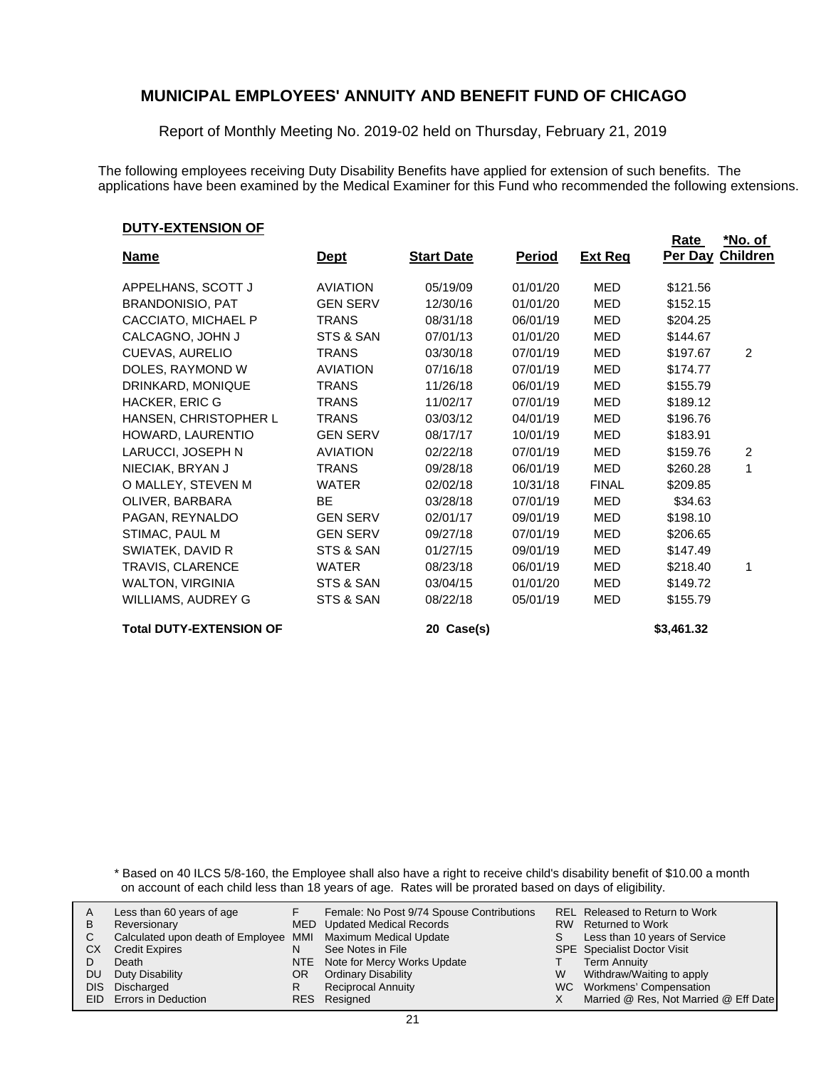# MUNICIPAL EMPLOYEES' ANNUITY AND BENEFIT FUND OF CHICAGO

Report of Monthly Meeting No. 2019-02 held on Thursday, February 21, 2019

The following employees receiving Duty Disability Benefits have applied for extension of such benefits. The applications have been examined by the Medical Examiner for this Fund who recommended the following extensions.

## DUTY-EXTENSION OF

| Name | Dept | Start Date | Period | Ext Req | Rate Per Day | *No. of Children |
|---|---|---|---|---|---|---|
| APPELHANS, SCOTT J | AVIATION | 05/19/09 | 01/01/20 | MED | $121.56 | |
| BRANDONISIO, PAT | GEN SERV | 12/30/16 | 01/01/20 | MED | $152.15 | |
| CACCIATO, MICHAEL P | TRANS | 08/31/18 | 06/01/19 | MED | $204.25 | |
| CALCAGNO, JOHN J | STS & SAN | 07/01/13 | 01/01/20 | MED | $144.67 | |
| CUEVAS, AURELIO | TRANS | 03/30/18 | 07/01/19 | MED | $197.67 | 2 |
| DOLES, RAYMOND W | AVIATION | 07/16/18 | 07/01/19 | MED | $174.77 | |
| DRINKARD, MONIQUE | TRANS | 11/26/18 | 06/01/19 | MED | $155.79 | |
| HACKER, ERIC G | TRANS | 11/02/17 | 07/01/19 | MED | $189.12 | |
| HANSEN, CHRISTOPHER L | TRANS | 03/03/12 | 04/01/19 | MED | $196.76 | |
| HOWARD, LAURENTIO | GEN SERV | 08/17/17 | 10/01/19 | MED | $183.91 | |
| LARUCCI, JOSEPH N | AVIATION | 02/22/18 | 07/01/19 | MED | $159.76 | 2 |
| NIECIAK, BRYAN J | TRANS | 09/28/18 | 06/01/19 | MED | $260.28 | 1 |
| O MALLEY, STEVEN M | WATER | 02/02/18 | 10/31/18 | FINAL | $209.85 | |
| OLIVER, BARBARA | BE | 03/28/18 | 07/01/19 | MED | $34.63 | |
| PAGAN, REYNALDO | GEN SERV | 02/01/17 | 09/01/19 | MED | $198.10 | |
| STIMAC, PAUL M | GEN SERV | 09/27/18 | 07/01/19 | MED | $206.65 | |
| SWIATEK, DAVID R | STS & SAN | 01/27/15 | 09/01/19 | MED | $147.49 | |
| TRAVIS, CLARENCE | WATER | 08/23/18 | 06/01/19 | MED | $218.40 | 1 |
| WALTON, VIRGINIA | STS & SAN | 03/04/15 | 01/01/20 | MED | $149.72 | |
| WILLIAMS, AUDREY G | STS & SAN | 08/22/18 | 05/01/19 | MED | $155.79 | |
| **Total DUTY-EXTENSION OF** | | **20 Case(s)** | | | **$3,461.32** | |

\* Based on 40 ILCS 5/8-160, the Employee shall also have a right to receive child's disability benefit of $10.00 a month on account of each child less than 18 years of age. Rates will be prorated based on days of eligibility.

| | | | | | |
|---|---|---|---|---|---|
| A | Less than 60 years of age | F | Female: No Post 9/74 Spouse Contributions | REL | Released to Return to Work |
| B | Reversionary | MED | Updated Medical Records | RW | Returned to Work |
| C | Calculated upon death of Employee | MMI | Maximum Medical Update | S | Less than 10 years of Service |
| CX | Credit Expires | N | See Notes in File | SPE | Specialist Doctor Visit |
| D | Death | NTE | Note for Mercy Works Update | T | Term Annuity |
| DU | Duty Disability | OR | Ordinary Disability | W | Withdraw/Waiting to apply |
| DIS | Discharged | R | Reciprocal Annuity | WC | Workmens' Compensation |
| EID | Errors in Deduction | RES | Resigned | X | Married @ Res, Not Married @ Eff Date |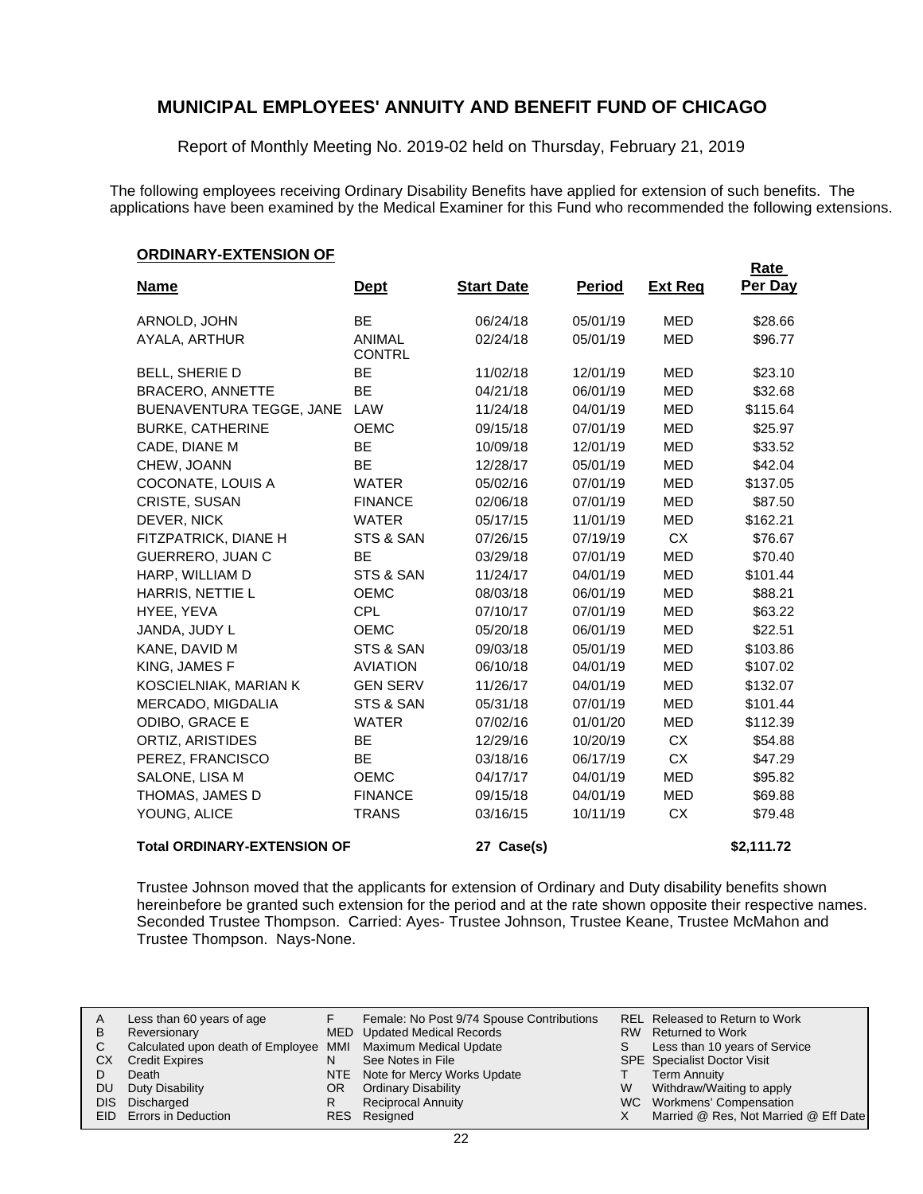## MUNICIPAL EMPLOYEES' ANNUITY AND BENEFIT FUND OF CHICAGO

Report of Monthly Meeting No. 2019-02 held on Thursday, February 21, 2019

The following employees receiving Ordinary Disability Benefits have applied for extension of such benefits. The applications have been examined by the Medical Examiner for this Fund who recommended the following extensions.

**ORDINARY-EXTENSION OF**

| Name | Dept | Start Date | Period | Ext Req | Rate Per Day |
|---|---|---|---|---|---|
| ARNOLD, JOHN | BE | 06/24/18 | 05/01/19 | MED | $28.66 |
| AYALA, ARTHUR | ANIMAL CONTRL | 02/24/18 | 05/01/19 | MED | $96.77 |
| BELL, SHERIE D | BE | 11/02/18 | 12/01/19 | MED | $23.10 |
| BRACERO, ANNETTE | BE | 04/21/18 | 06/01/19 | MED | $32.68 |
| BUENAVENTURA TEGGE, JANE | LAW | 11/24/18 | 04/01/19 | MED | $115.64 |
| BURKE, CATHERINE | OEMC | 09/15/18 | 07/01/19 | MED | $25.97 |
| CADE, DIANE M | BE | 10/09/18 | 12/01/19 | MED | $33.52 |
| CHEW, JOANN | BE | 12/28/17 | 05/01/19 | MED | $42.04 |
| COCONATE, LOUIS A | WATER | 05/02/16 | 07/01/19 | MED | $137.05 |
| CRISTE, SUSAN | FINANCE | 02/06/18 | 07/01/19 | MED | $87.50 |
| DEVER, NICK | WATER | 05/17/15 | 11/01/19 | MED | $162.21 |
| FITZPATRICK, DIANE H | STS & SAN | 07/26/15 | 07/19/19 | CX | $76.67 |
| GUERRERO, JUAN C | BE | 03/29/18 | 07/01/19 | MED | $70.40 |
| HARP, WILLIAM D | STS & SAN | 11/24/17 | 04/01/19 | MED | $101.44 |
| HARRIS, NETTIE L | OEMC | 08/03/18 | 06/01/19 | MED | $88.21 |
| HYEE, YEVA | CPL | 07/10/17 | 07/01/19 | MED | $63.22 |
| JANDA, JUDY L | OEMC | 05/20/18 | 06/01/19 | MED | $22.51 |
| KANE, DAVID M | STS & SAN | 09/03/18 | 05/01/19 | MED | $103.86 |
| KING, JAMES F | AVIATION | 06/10/18 | 04/01/19 | MED | $107.02 |
| KOSCIELNIAK, MARIAN K | GEN SERV | 11/26/17 | 04/01/19 | MED | $132.07 |
| MERCADO, MIGDALIA | STS & SAN | 05/31/18 | 07/01/19 | MED | $101.44 |
| ODIBO, GRACE E | WATER | 07/02/16 | 01/01/20 | MED | $112.39 |
| ORTIZ, ARISTIDES | BE | 12/29/16 | 10/20/19 | CX | $54.88 |
| PEREZ, FRANCISCO | BE | 03/18/16 | 06/17/19 | CX | $47.29 |
| SALONE, LISA M | OEMC | 04/17/17 | 04/01/19 | MED | $95.82 |
| THOMAS, JAMES D | FINANCE | 09/15/18 | 04/01/19 | MED | $69.88 |
| YOUNG, ALICE | TRANS | 03/16/15 | 10/11/19 | CX | $79.48 |
| **Total ORDINARY-EXTENSION OF** | | **27 Case(s)** | | | **$2,111.72** |

Trustee Johnson moved that the applicants for extension of Ordinary and Duty disability benefits shown hereinbefore be granted such extension for the period and at the rate shown opposite their respective names. Seconded Trustee Thompson. Carried: Ayes- Trustee Johnson, Trustee Keane, Trustee McMahon and Trustee Thompson. Nays-None.

| | | | | | |
|---|---|---|---|---|---|
| A | Less than 60 years of age | F | Female: No Post 9/74 Spouse Contributions | REL | Released to Return to Work |
| B | Reversionary | MED | Updated Medical Records | RW | Returned to Work |
| C | Calculated upon death of Employee | MMI | Maximum Medical Update | S | Less than 10 years of Service |
| CX | Credit Expires | N | See Notes in File | SPE | Specialist Doctor Visit |
| D | Death | NTE | Note for Mercy Works Update | T | Term Annuity |
| DU | Duty Disability | OR | Ordinary Disability | W | Withdraw/Waiting to apply |
| DIS | Discharged | R | Reciprocal Annuity | WC | Workmens' Compensation |
| EID | Errors in Deduction | RES | Resigned | X | Married @ Res, Not Married @ Eff Date |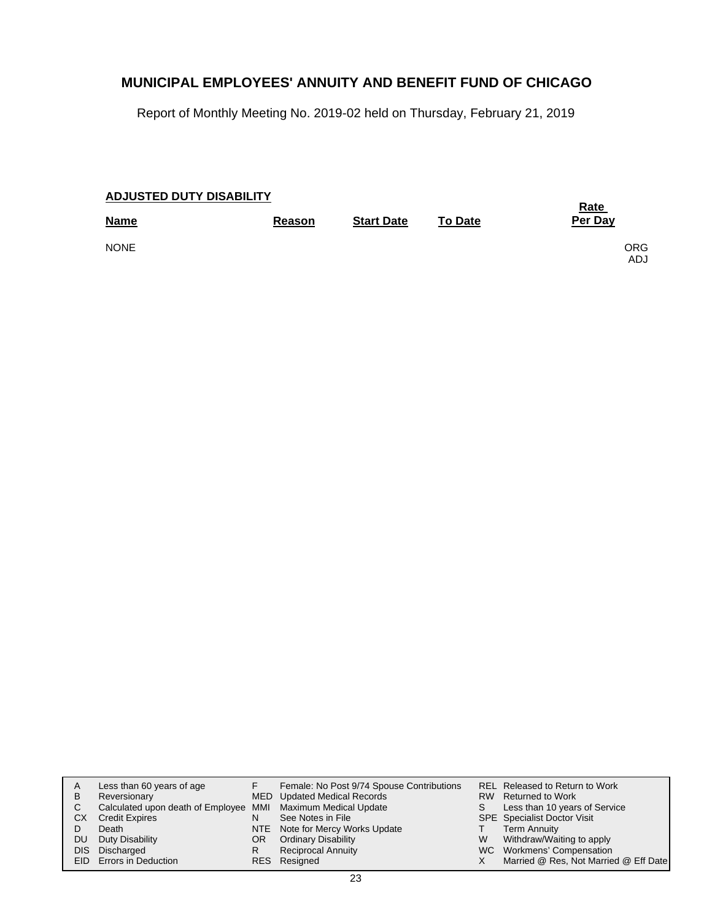# MUNICIPAL EMPLOYEES' ANNUITY AND BENEFIT FUND OF CHICAGO

Report of Monthly Meeting No. 2019-02 held on Thursday, February 21, 2019

## ADJUSTED DUTY DISABILITY

| Name | Reason | Start Date | To Date | Rate Per Day | |
|---|---|---|---|---|---|
| NONE | | | | | ORG<br>ADJ |

| | | | | | |
|---|---|---|---|---|---|
| A | Less than 60 years of age | F | Female: No Post 9/74 Spouse Contributions | REL | Released to Return to Work |
| B | Reversionary | MED | Updated Medical Records | RW | Returned to Work |
| C | Calculated upon death of Employee | MMI | Maximum Medical Update | S | Less than 10 years of Service |
| CX | Credit Expires | N | See Notes in File | SPE | Specialist Doctor Visit |
| D | Death | NTE | Note for Mercy Works Update | T | Term Annuity |
| DU | Duty Disability | OR | Ordinary Disability | W | Withdraw/Waiting to apply |
| DIS | Discharged | R | Reciprocal Annuity | WC | Workmens' Compensation |
| EID | Errors in Deduction | RES | Resigned | X | Married @ Res, Not Married @ Eff Date |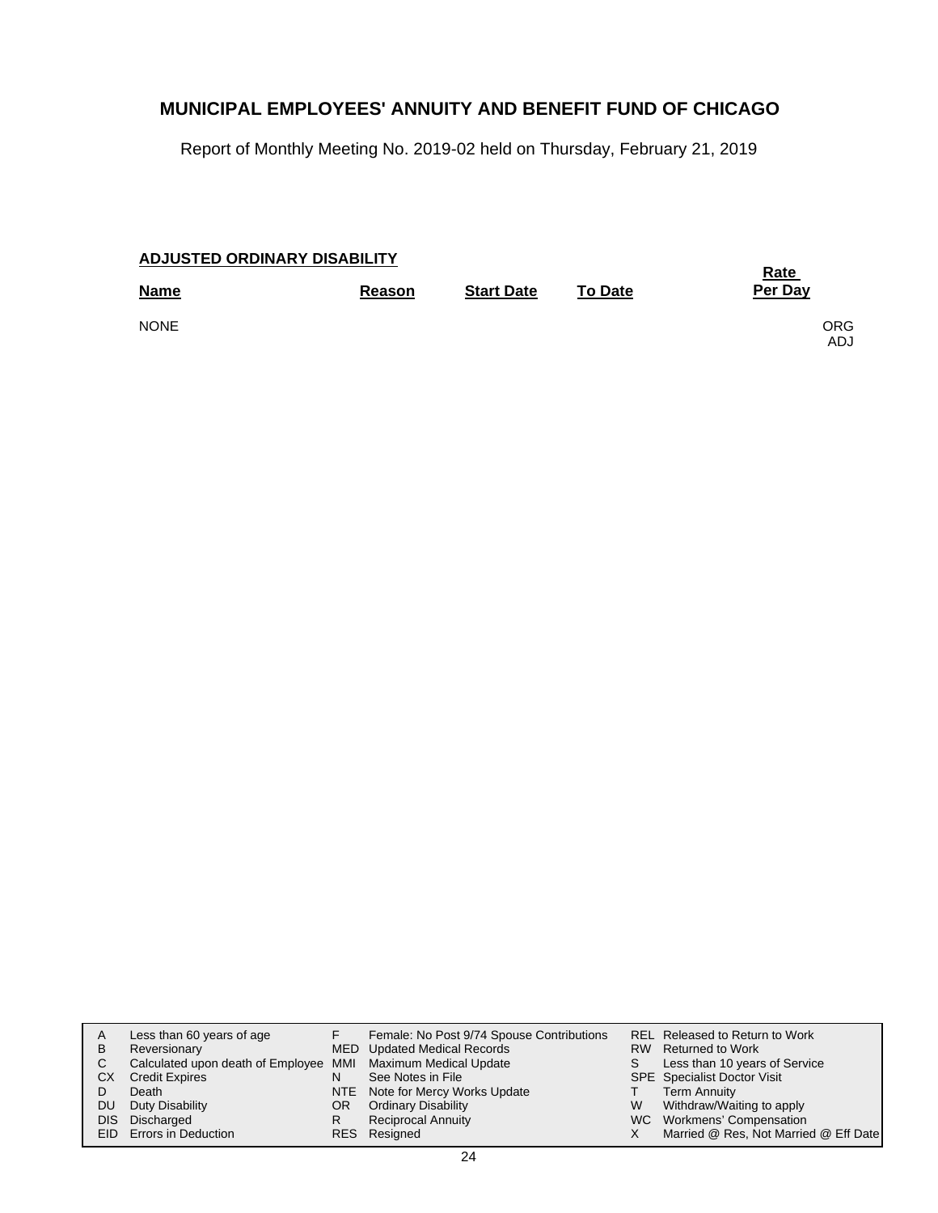# MUNICIPAL EMPLOYEES' ANNUITY AND BENEFIT FUND OF CHICAGO

Report of Monthly Meeting No. 2019-02 held on Thursday, February 21, 2019

## ADJUSTED ORDINARY DISABILITY

| Name | Reason | Start Date | To Date | Rate Per Day |
|---|---|---|---|---|
| NONE | | | | ORG ADJ |

| | | | | | |
|---|---|---|---|---|---|
| A | Less than 60 years of age | F | Female: No Post 9/74 Spouse Contributions | REL | Released to Return to Work |
| B | Reversionary | MED | Updated Medical Records | RW | Returned to Work |
| C | Calculated upon death of Employee | MMI | Maximum Medical Update | S | Less than 10 years of Service |
| CX | Credit Expires | N | See Notes in File | SPE | Specialist Doctor Visit |
| D | Death | NTE | Note for Mercy Works Update | T | Term Annuity |
| DU | Duty Disability | OR | Ordinary Disability | W | Withdraw/Waiting to apply |
| DIS | Discharged | R | Reciprocal Annuity | WC | Workmens' Compensation |
| EID | Errors in Deduction | RES | Resigned | X | Married @ Res, Not Married @ Eff Date |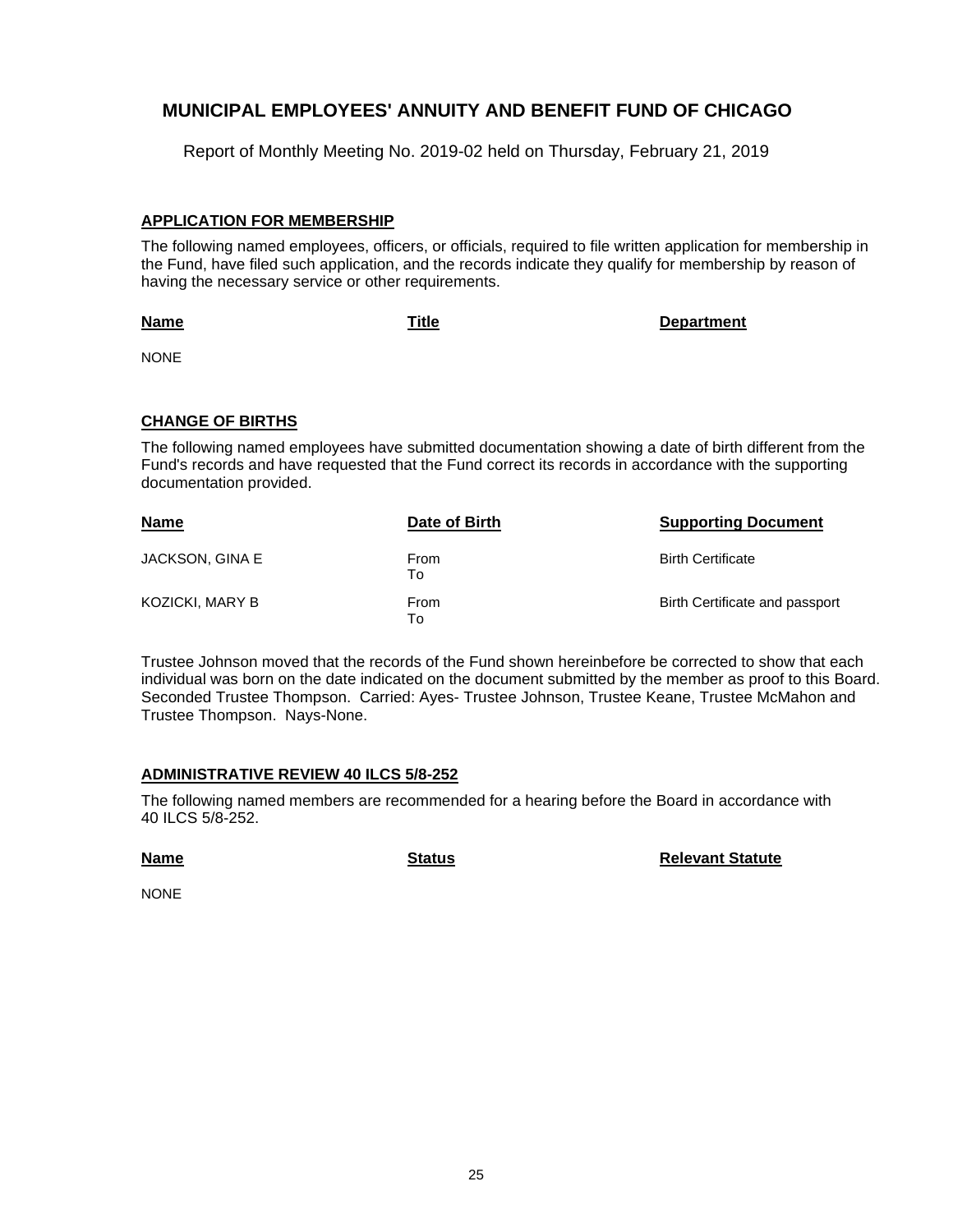# MUNICIPAL EMPLOYEES' ANNUITY AND BENEFIT FUND OF CHICAGO

Report of Monthly Meeting No. 2019-02 held on Thursday, February 21, 2019

## APPLICATION FOR MEMBERSHIP

The following named employees, officers, or officials, required to file written application for membership in the Fund, have filed such application, and the records indicate they qualify for membership by reason of having the necessary service or other requirements.

| Name | Title | Department |
|---|---|---|
| NONE | | |

## CHANGE OF BIRTHS

The following named employees have submitted documentation showing a date of birth different from the Fund's records and have requested that the Fund correct its records in accordance with the supporting documentation provided.

| Name | Date of Birth | Supporting Document |
|---|---|---|
| JACKSON, GINA E | From<br>To | Birth Certificate |
| KOZICKI, MARY B | From<br>To | Birth Certificate and passport |

Trustee Johnson moved that the records of the Fund shown hereinbefore be corrected to show that each individual was born on the date indicated on the document submitted by the member as proof to this Board. Seconded Trustee Thompson. Carried: Ayes- Trustee Johnson, Trustee Keane, Trustee McMahon and Trustee Thompson. Nays-None.

## ADMINISTRATIVE REVIEW 40 ILCS 5/8-252

The following named members are recommended for a hearing before the Board in accordance with 40 ILCS 5/8-252.

| Name | Status | Relevant Statute |
|---|---|---|
| NONE | | |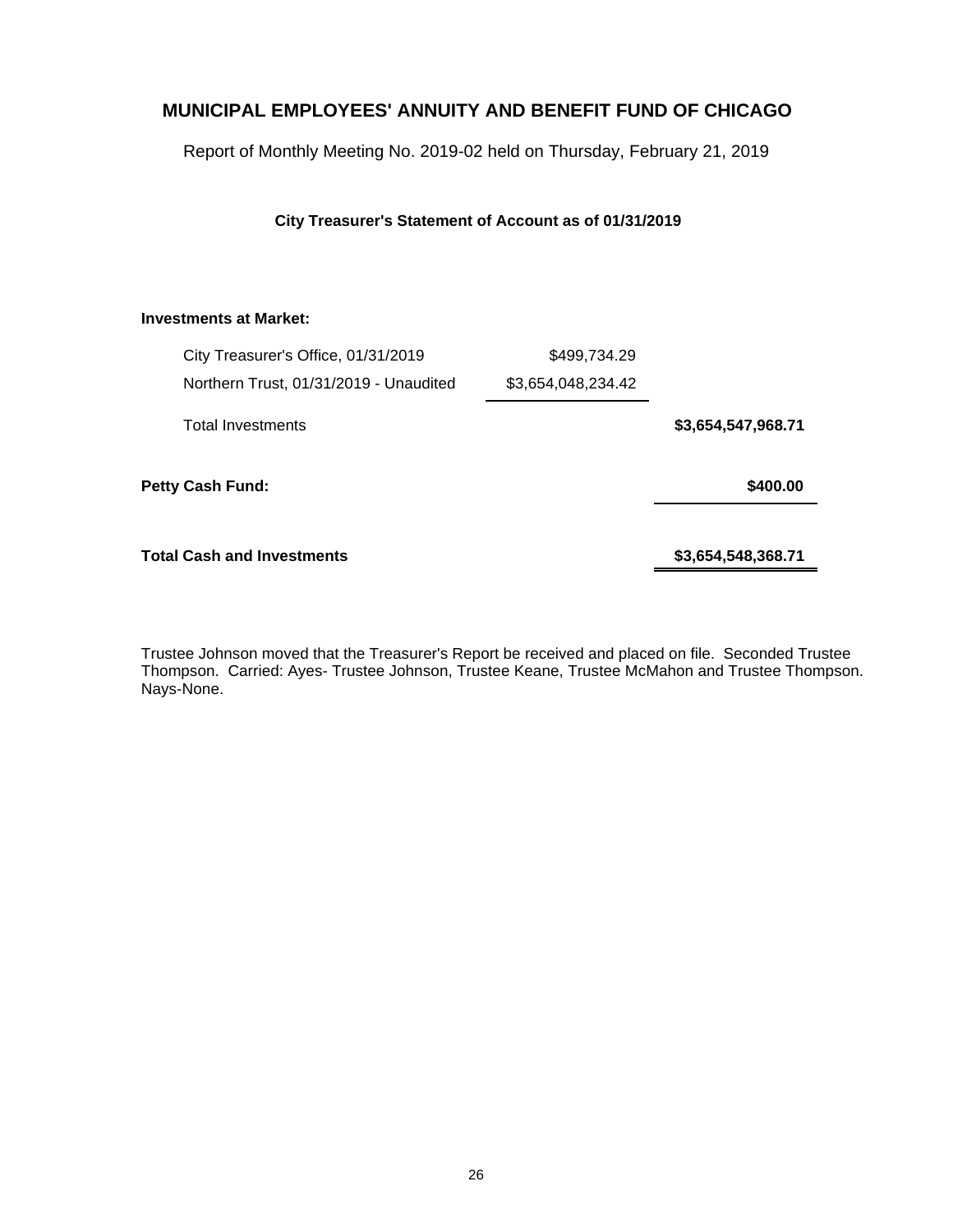# MUNICIPAL EMPLOYEES' ANNUITY AND BENEFIT FUND OF CHICAGO

Report of Monthly Meeting No. 2019-02 held on Thursday, February 21, 2019

### City Treasurer's Statement of Account as of 01/31/2019

| | | |
|---|---|---|
| **Investments at Market:** | | |
| City Treasurer's Office, 01/31/2019 | $499,734.29 | |
| Northern Trust, 01/31/2019 - Unaudited | $3,654,048,234.42 | |
| Total Investments | | **$3,654,547,968.71** |
| **Petty Cash Fund:** | | **$400.00** |
| **Total Cash and Investments** | | **$3,654,548,368.71** |

Trustee Johnson moved that the Treasurer's Report be received and placed on file. Seconded Trustee Thompson. Carried: Ayes- Trustee Johnson, Trustee Keane, Trustee McMahon and Trustee Thompson. Nays-None.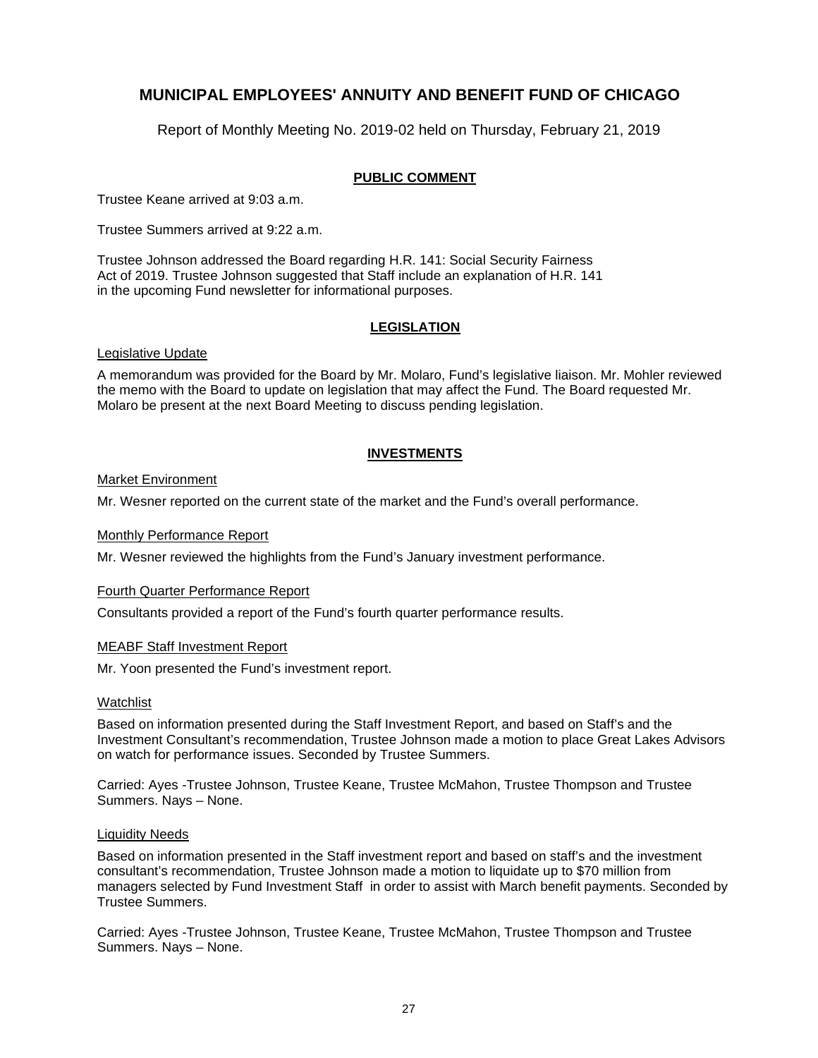# MUNICIPAL EMPLOYEES' ANNUITY AND BENEFIT FUND OF CHICAGO

Report of Monthly Meeting No. 2019-02 held on Thursday, February 21, 2019

## PUBLIC COMMENT

Trustee Keane arrived at 9:03 a.m.

Trustee Summers arrived at 9:22 a.m.

Trustee Johnson addressed the Board regarding H.R. 141: Social Security Fairness Act of 2019. Trustee Johnson suggested that Staff include an explanation of H.R. 141 in the upcoming Fund newsletter for informational purposes.

## LEGISLATION

### Legislative Update

A memorandum was provided for the Board by Mr. Molaro, Fund's legislative liaison. Mr. Mohler reviewed the memo with the Board to update on legislation that may affect the Fund. The Board requested Mr. Molaro be present at the next Board Meeting to discuss pending legislation.

## INVESTMENTS

### Market Environment

Mr. Wesner reported on the current state of the market and the Fund's overall performance.

### Monthly Performance Report

Mr. Wesner reviewed the highlights from the Fund's January investment performance.

### Fourth Quarter Performance Report

Consultants provided a report of the Fund's fourth quarter performance results.

### MEABF Staff Investment Report

Mr. Yoon presented the Fund's investment report.

### Watchlist

Based on information presented during the Staff Investment Report, and based on Staff's and the Investment Consultant's recommendation, Trustee Johnson made a motion to place Great Lakes Advisors on watch for performance issues. Seconded by Trustee Summers.

Carried: Ayes -Trustee Johnson, Trustee Keane, Trustee McMahon, Trustee Thompson and Trustee Summers. Nays – None.

### Liquidity Needs

Based on information presented in the Staff investment report and based on staff's and the investment consultant's recommendation, Trustee Johnson made a motion to liquidate up to $70 million from managers selected by Fund Investment Staff in order to assist with March benefit payments. Seconded by Trustee Summers.

Carried: Ayes -Trustee Johnson, Trustee Keane, Trustee McMahon, Trustee Thompson and Trustee Summers. Nays – None.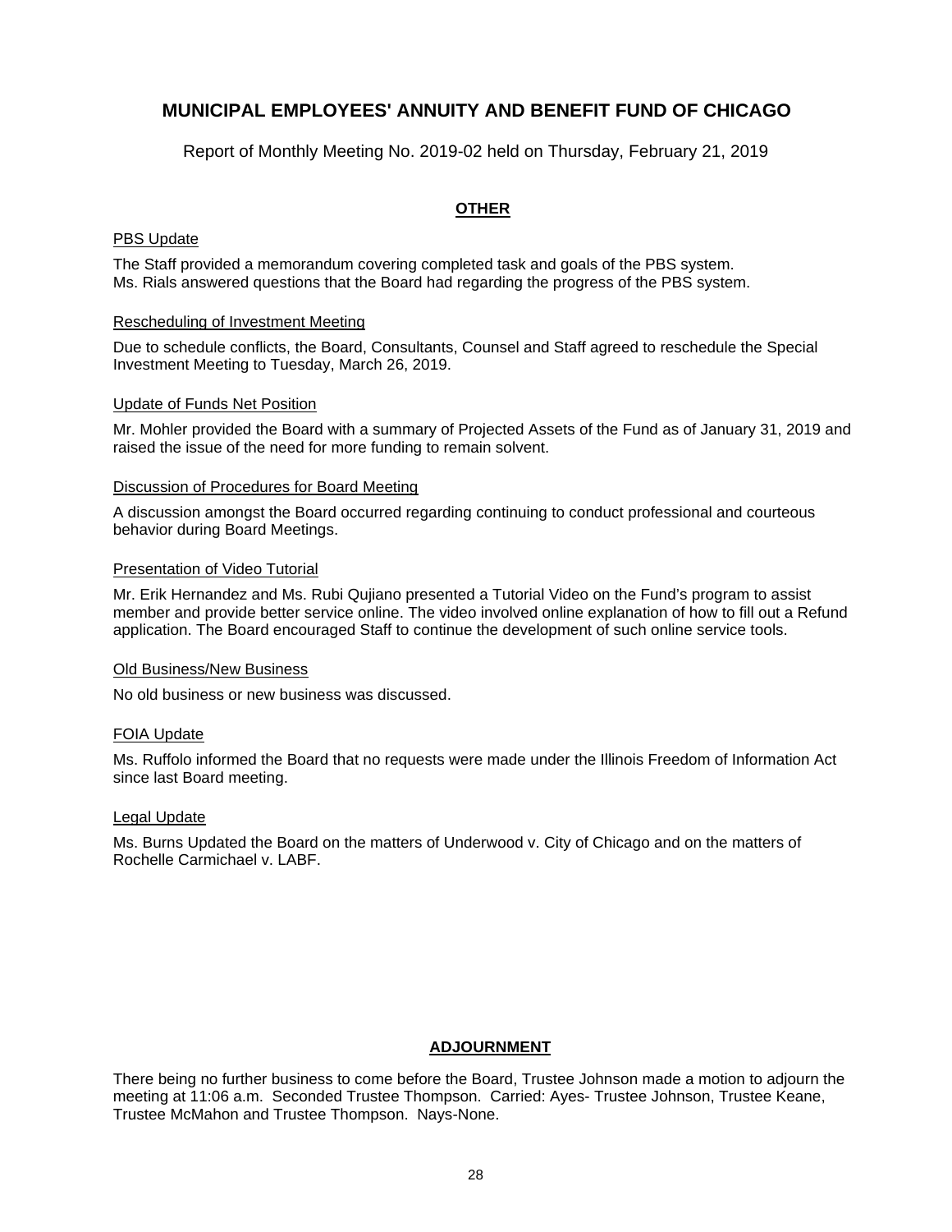# MUNICIPAL EMPLOYEES' ANNUITY AND BENEFIT FUND OF CHICAGO

Report of Monthly Meeting No. 2019-02 held on Thursday, February 21, 2019

## OTHER

PBS Update

The Staff provided a memorandum covering completed task and goals of the PBS system.
Ms. Rials answered questions that the Board had regarding the progress of the PBS system.

Rescheduling of Investment Meeting

Due to schedule conflicts, the Board, Consultants, Counsel and Staff agreed to reschedule the Special Investment Meeting to Tuesday, March 26, 2019.

Update of Funds Net Position

Mr. Mohler provided the Board with a summary of Projected Assets of the Fund as of January 31, 2019 and raised the issue of the need for more funding to remain solvent.

Discussion of Procedures for Board Meeting

A discussion amongst the Board occurred regarding continuing to conduct professional and courteous behavior during Board Meetings.

Presentation of Video Tutorial

Mr. Erik Hernandez and Ms. Rubi Qujiano presented a Tutorial Video on the Fund's program to assist member and provide better service online. The video involved online explanation of how to fill out a Refund application. The Board encouraged Staff to continue the development of such online service tools.

Old Business/New Business

No old business or new business was discussed.

FOIA Update

Ms. Ruffolo informed the Board that no requests were made under the Illinois Freedom of Information Act since last Board meeting.

Legal Update

Ms. Burns Updated the Board on the matters of Underwood v. City of Chicago and on the matters of Rochelle Carmichael v. LABF.

## ADJOURNMENT

There being no further business to come before the Board, Trustee Johnson made a motion to adjourn the meeting at 11:06 a.m. Seconded Trustee Thompson. Carried: Ayes- Trustee Johnson, Trustee Keane, Trustee McMahon and Trustee Thompson. Nays-None.